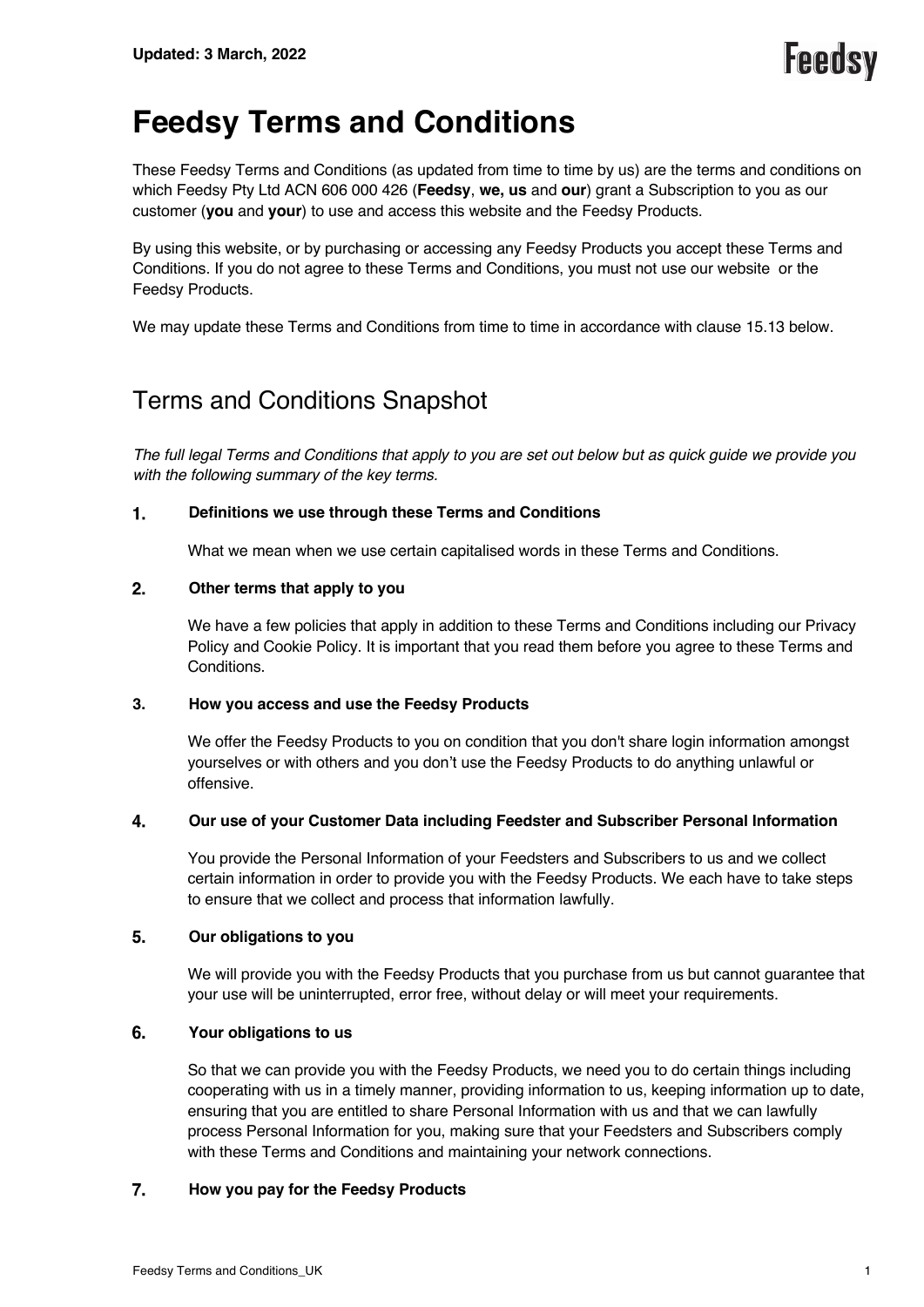Updated: 3 March, 2022

# Feedsy Terms and Conditions

These Feedsy Terms and Conditions (as updated from time to time by us) are the terms and conditions on which Feedsy Pty Ltd ACN 606 000 426 (**Feedsy**, **we, us** and **our**) grant a Subscription to you as our customer (**you** and **your**) to use and access this website and the Feedsy Products.

By using this website, or by purchasing or accessing any Feedsy Products you accept these Terms and Conditions. If you do not agree to these Terms and Conditions, you must not use our website or the Feedsy Products.

We may update these Terms and Conditions from time to time in accordance with clause 15.13 below.

## Terms and Conditions Snapshot

*The full legal Terms and Conditions that apply to you are set out below but as quick guide we provide you with the following summary of the key terms.*

**1. Definitions we use through these Terms and Conditions**

What we mean when we use certain capitalised words in these Terms and Conditions.

**2. Other terms that apply to you**

We have a few policies that apply in addition to these Terms and Conditions including our Privacy Policy and Cookie Policy. It is important that you read them before you agree to these Terms and Conditions.

**3. How you access and use the Feedsy Products**

We offer the Feedsy Products to you on condition that you don't share login information amongst yourselves or with others and you don't use the Feedsy Products to do anything unlawful or offensive.

**4. Our use of your Customer Data including Feedster and Subscriber Personal Information**

You provide the Personal Information of your Feedsters and Subscribers to us and we collect certain information in order to provide you with the Feedsy Products. We each have to take steps to ensure that we collect and process that information lawfully.

**5. Our obligations to you**

We will provide you with the Feedsy Products that you purchase from us but cannot guarantee that your use will be uninterrupted, error free, without delay or will meet your requirements.

**6. Your obligations to us**

So that we can provide you with the Feedsy Products, we need you to do certain things including cooperating with us in a timely manner, providing information to us, keeping information up to date, ensuring that you are entitled to share Personal Information with us and that we can lawfully process Personal Information for you, making sure that your Feedsters and Subscribers comply with these Terms and Conditions and maintaining your network connections.

**7. How you pay for the Feedsy Products**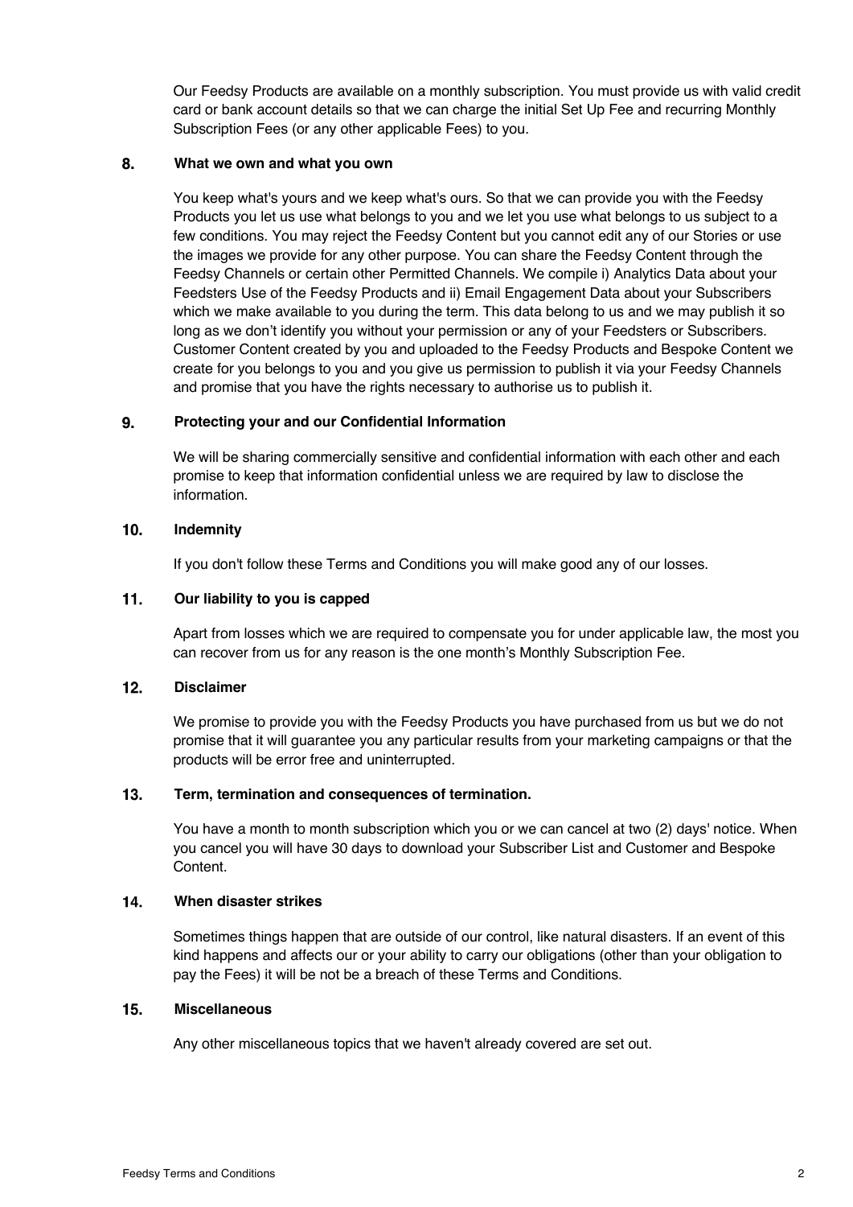Our Feedsy Products are available on a monthly subscription. You must provide us with valid credit card or bank account details so that we can charge the initial Set Up Fee and recurring Monthly Subscription Fees (or any other applicable Fees) to you.

## 8. What we own and what you own

You keep what's yours and we keep what's ours. So that we can provide you with the Feedsy Products you let us use what belongs to you and we let you use what belongs to us subject to a few conditions. You may reject the Feedsy Content but you cannot edit any of our Stories or use the images we provide for any other purpose. You can share the Feedsy Content through the Feedsy Channels or certain other Permitted Channels. We compile i) Analytics Data about your Feedsters Use of the Feedsy Products and ii) Email Engagement Data about your Subscribers which we make available to you during the term. This data belong to us and we may publish it so long as we don't identify you without your permission or any of your Feedsters or Subscribers. Customer Content created by you and uploaded to the Feedsy Products and Bespoke Content we create for you belongs to you and you give us permission to publish it via your Feedsy Channels and promise that you have the rights necessary to authorise us to publish it.

## 9. Protecting your and our Confidential Information

We will be sharing commercially sensitive and confidential information with each other and each promise to keep that information confidential unless we are required by law to disclose the information.

## 10. Indemnity

If you don't follow these Terms and Conditions you will make good any of our losses.

## 11. Our liability to you is capped

Apart from losses which we are required to compensate you for under applicable law, the most you can recover from us for any reason is the one month's Monthly Subscription Fee.

## 12. Disclaimer

We promise to provide you with the Feedsy Products you have purchased from us but we do not promise that it will guarantee you any particular results from your marketing campaigns or that the products will be error free and uninterrupted.

## 13. Term, termination and consequences of termination.

You have a month to month subscription which you or we can cancel at two (2) days' notice. When you cancel you will have 30 days to download your Subscriber List and Customer and Bespoke Content.

## 14. When disaster strikes

Sometimes things happen that are outside of our control, like natural disasters. If an event of this kind happens and affects our or your ability to carry our obligations (other than your obligation to pay the Fees) it will be not be a breach of these Terms and Conditions.

## 15. Miscellaneous

Any other miscellaneous topics that we haven't already covered are set out.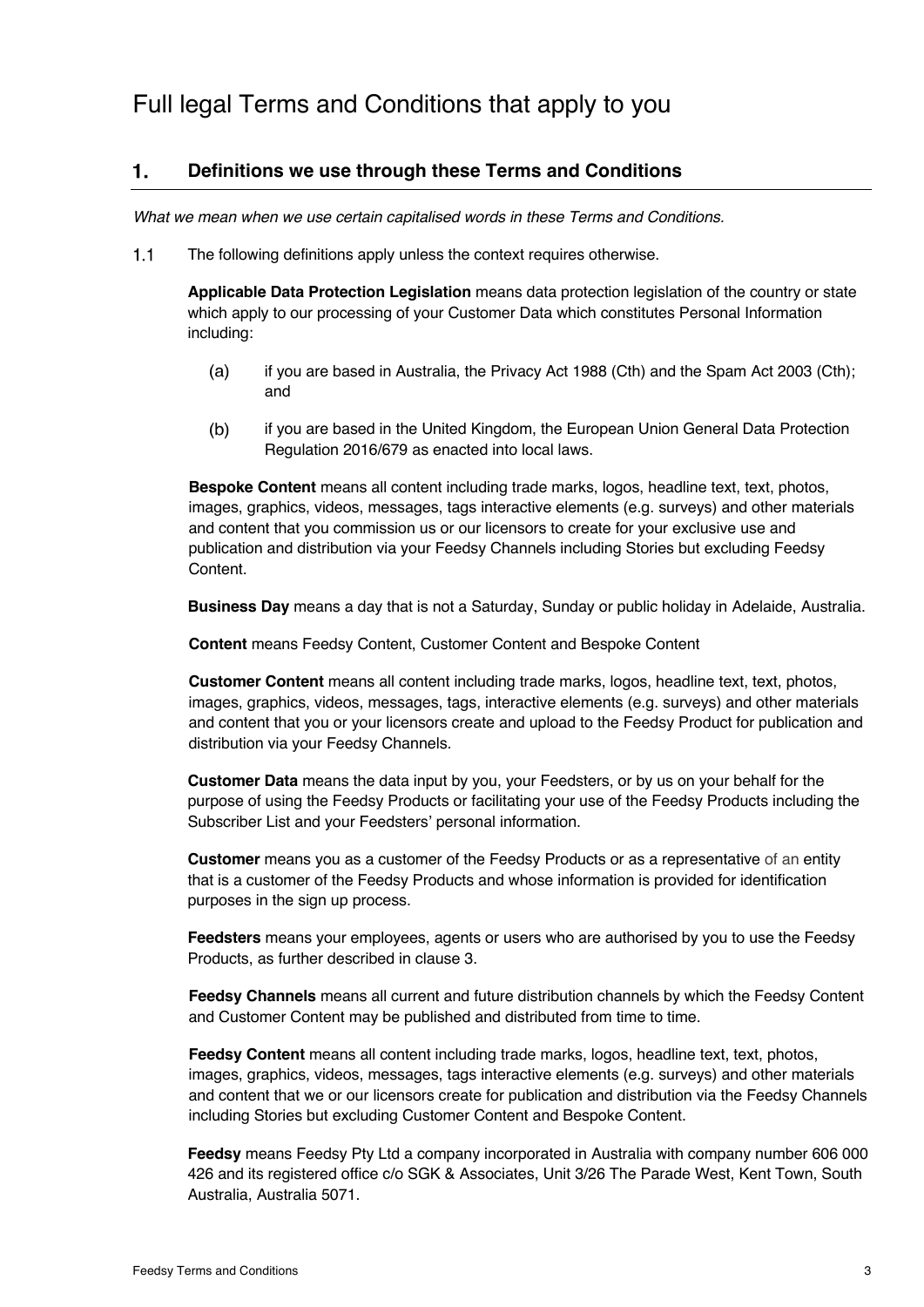# Full legal Terms and Conditions that apply to you

## 1. Definitions we use through these Terms and Conditions

*What we mean when we use certain capitalised words in these Terms and Conditions.*

1.1 The following definitions apply unless the context requires otherwise.

**Applicable Data Protection Legislation** means data protection legislation of the country or state which apply to our processing of your Customer Data which constitutes Personal Information including:

(a) if you are based in Australia, the Privacy Act 1988 (Cth) and the Spam Act 2003 (Cth); and

(b) if you are based in the United Kingdom, the European Union General Data Protection Regulation 2016/679 as enacted into local laws.

**Bespoke Content** means all content including trade marks, logos, headline text, text, photos, images, graphics, videos, messages, tags interactive elements (e.g. surveys) and other materials and content that you commission us or our licensors to create for your exclusive use and publication and distribution via your Feedsy Channels including Stories but excluding Feedsy Content.

**Business Day** means a day that is not a Saturday, Sunday or public holiday in Adelaide, Australia.

**Content** means Feedsy Content, Customer Content and Bespoke Content

**Customer Content** means all content including trade marks, logos, headline text, text, photos, images, graphics, videos, messages, tags, interactive elements (e.g. surveys) and other materials and content that you or your licensors create and upload to the Feedsy Product for publication and distribution via your Feedsy Channels.

**Customer Data** means the data input by you, your Feedsters, or by us on your behalf for the purpose of using the Feedsy Products or facilitating your use of the Feedsy Products including the Subscriber List and your Feedsters' personal information.

**Customer** means you as a customer of the Feedsy Products or as a representative of an entity that is a customer of the Feedsy Products and whose information is provided for identification purposes in the sign up process.

**Feedsters** means your employees, agents or users who are authorised by you to use the Feedsy Products, as further described in clause 3.

**Feedsy Channels** means all current and future distribution channels by which the Feedsy Content and Customer Content may be published and distributed from time to time.

**Feedsy Content** means all content including trade marks, logos, headline text, text, photos, images, graphics, videos, messages, tags interactive elements (e.g. surveys) and other materials and content that we or our licensors create for publication and distribution via the Feedsy Channels including Stories but excluding Customer Content and Bespoke Content.

**Feedsy** means Feedsy Pty Ltd a company incorporated in Australia with company number 606 000 426 and its registered office c/o SGK & Associates, Unit 3/26 The Parade West, Kent Town, South Australia, Australia 5071.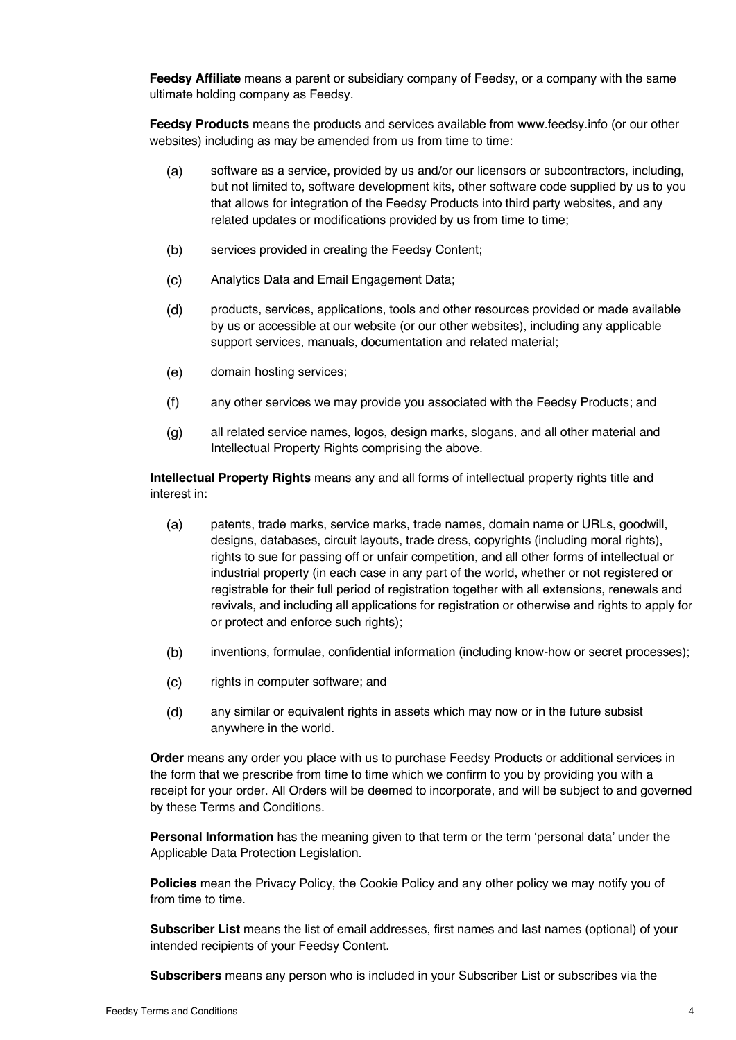**Feedsy Affiliate** means a parent or subsidiary company of Feedsy, or a company with the same ultimate holding company as Feedsy.

**Feedsy Products** means the products and services available from www.feedsy.info (or our other websites) including as may be amended from us from time to time:

(a) software as a service, provided by us and/or our licensors or subcontractors, including, but not limited to, software development kits, other software code supplied by us to you that allows for integration of the Feedsy Products into third party websites, and any related updates or modifications provided by us from time to time;

(b) services provided in creating the Feedsy Content;

(c) Analytics Data and Email Engagement Data;

(d) products, services, applications, tools and other resources provided or made available by us or accessible at our website (or our other websites), including any applicable support services, manuals, documentation and related material;

(e) domain hosting services;

(f) any other services we may provide you associated with the Feedsy Products; and

(g) all related service names, logos, design marks, slogans, and all other material and Intellectual Property Rights comprising the above.

**Intellectual Property Rights** means any and all forms of intellectual property rights title and interest in:

(a) patents, trade marks, service marks, trade names, domain name or URLs, goodwill, designs, databases, circuit layouts, trade dress, copyrights (including moral rights), rights to sue for passing off or unfair competition, and all other forms of intellectual or industrial property (in each case in any part of the world, whether or not registered or registrable for their full period of registration together with all extensions, renewals and revivals, and including all applications for registration or otherwise and rights to apply for or protect and enforce such rights);

(b) inventions, formulae, confidential information (including know-how or secret processes);

(c) rights in computer software; and

(d) any similar or equivalent rights in assets which may now or in the future subsist anywhere in the world.

**Order** means any order you place with us to purchase Feedsy Products or additional services in the form that we prescribe from time to time which we confirm to you by providing you with a receipt for your order. All Orders will be deemed to incorporate, and will be subject to and governed by these Terms and Conditions.

**Personal Information** has the meaning given to that term or the term 'personal data' under the Applicable Data Protection Legislation.

**Policies** mean the Privacy Policy, the Cookie Policy and any other policy we may notify you of from time to time.

**Subscriber List** means the list of email addresses, first names and last names (optional) of your intended recipients of your Feedsy Content.

**Subscribers** means any person who is included in your Subscriber List or subscribes via the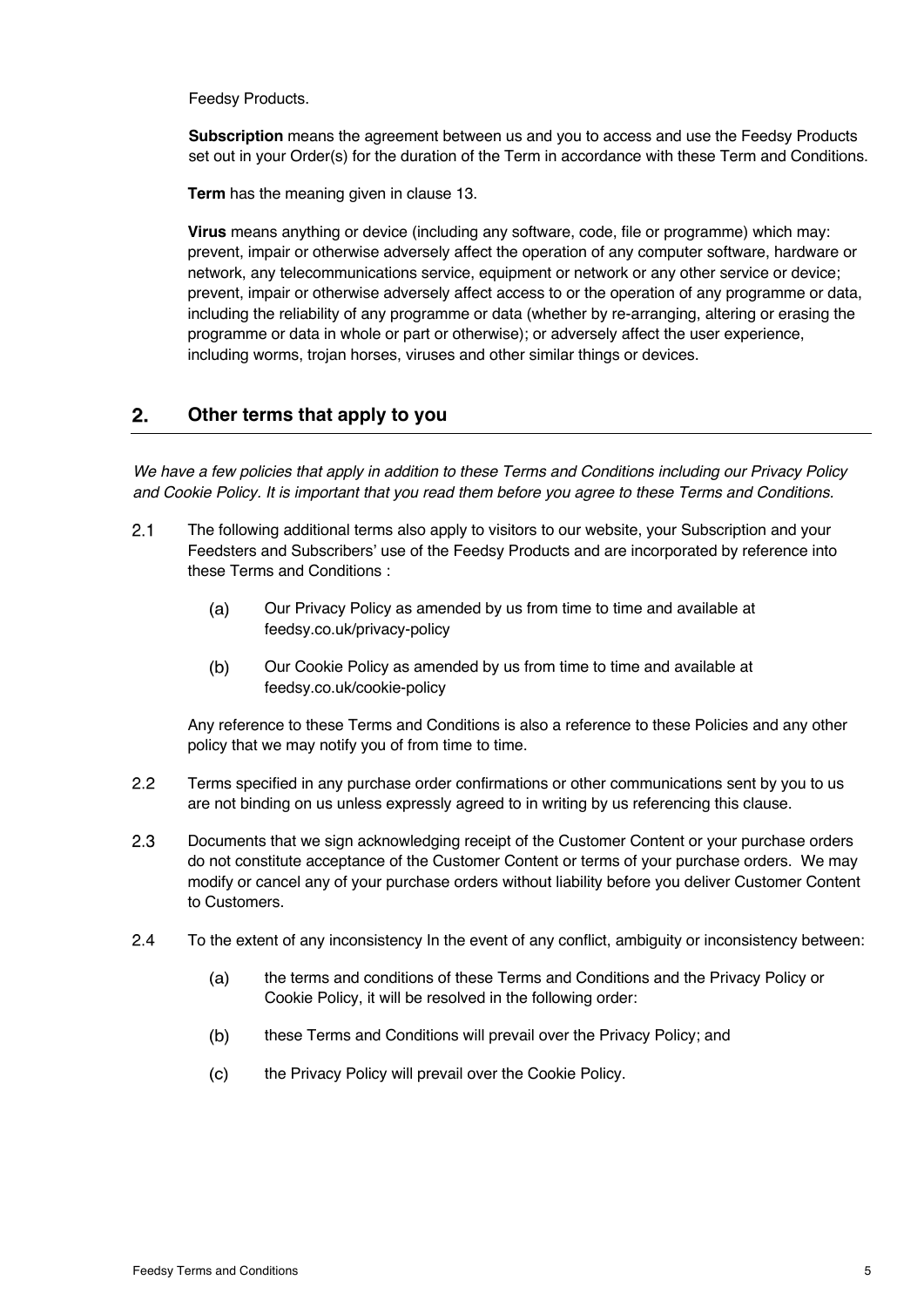Feedsy Products.

**Subscription** means the agreement between us and you to access and use the Feedsy Products set out in your Order(s) for the duration of the Term in accordance with these Term and Conditions.

**Term** has the meaning given in clause 13.

**Virus** means anything or device (including any software, code, file or programme) which may: prevent, impair or otherwise adversely affect the operation of any computer software, hardware or network, any telecommunications service, equipment or network or any other service or device; prevent, impair or otherwise adversely affect access to or the operation of any programme or data, including the reliability of any programme or data (whether by re-arranging, altering or erasing the programme or data in whole or part or otherwise); or adversely affect the user experience, including worms, trojan horses, viruses and other similar things or devices.

## 2. Other terms that apply to you

*We have a few policies that apply in addition to these Terms and Conditions including our Privacy Policy and Cookie Policy. It is important that you read them before you agree to these Terms and Conditions.*

2.1 The following additional terms also apply to visitors to our website, your Subscription and your Feedsters and Subscribers' use of the Feedsy Products and are incorporated by reference into these Terms and Conditions :

(a) Our Privacy Policy as amended by us from time to time and available at feedsy.co.uk/privacy-policy

(b) Our Cookie Policy as amended by us from time to time and available at feedsy.co.uk/cookie-policy

Any reference to these Terms and Conditions is also a reference to these Policies and any other policy that we may notify you of from time to time.

2.2 Terms specified in any purchase order confirmations or other communications sent by you to us are not binding on us unless expressly agreed to in writing by us referencing this clause.

2.3 Documents that we sign acknowledging receipt of the Customer Content or your purchase orders do not constitute acceptance of the Customer Content or terms of your purchase orders. We may modify or cancel any of your purchase orders without liability before you deliver Customer Content to Customers.

2.4 To the extent of any inconsistency In the event of any conflict, ambiguity or inconsistency between:

(a) the terms and conditions of these Terms and Conditions and the Privacy Policy or Cookie Policy, it will be resolved in the following order:

(b) these Terms and Conditions will prevail over the Privacy Policy; and

(c) the Privacy Policy will prevail over the Cookie Policy.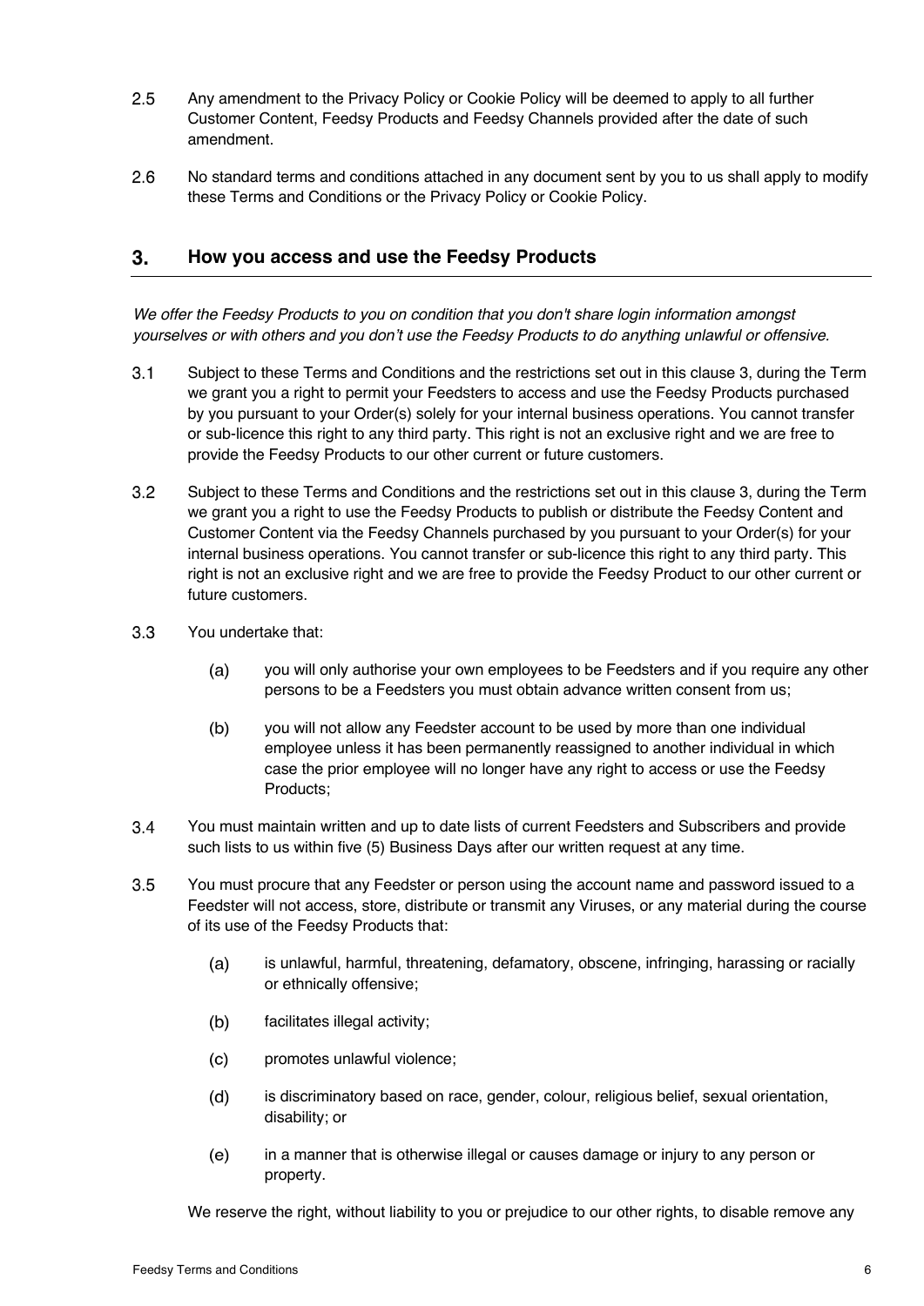2.5 Any amendment to the Privacy Policy or Cookie Policy will be deemed to apply to all further Customer Content, Feedsy Products and Feedsy Channels provided after the date of such amendment.

2.6 No standard terms and conditions attached in any document sent by you to us shall apply to modify these Terms and Conditions or the Privacy Policy or Cookie Policy.

## 3. How you access and use the Feedsy Products

*We offer the Feedsy Products to you on condition that you don't share login information amongst yourselves or with others and you don't use the Feedsy Products to do anything unlawful or offensive.*

3.1 Subject to these Terms and Conditions and the restrictions set out in this clause 3, during the Term we grant you a right to permit your Feedsters to access and use the Feedsy Products purchased by you pursuant to your Order(s) solely for your internal business operations. You cannot transfer or sub-licence this right to any third party. This right is not an exclusive right and we are free to provide the Feedsy Products to our other current or future customers.

3.2 Subject to these Terms and Conditions and the restrictions set out in this clause 3, during the Term we grant you a right to use the Feedsy Products to publish or distribute the Feedsy Content and Customer Content via the Feedsy Channels purchased by you pursuant to your Order(s) for your internal business operations. You cannot transfer or sub-licence this right to any third party. This right is not an exclusive right and we are free to provide the Feedsy Product to our other current or future customers.

3.3 You undertake that:

(a) you will only authorise your own employees to be Feedsters and if you require any other persons to be a Feedsters you must obtain advance written consent from us;

(b) you will not allow any Feedster account to be used by more than one individual employee unless it has been permanently reassigned to another individual in which case the prior employee will no longer have any right to access or use the Feedsy Products;

3.4 You must maintain written and up to date lists of current Feedsters and Subscribers and provide such lists to us within five (5) Business Days after our written request at any time.

3.5 You must procure that any Feedster or person using the account name and password issued to a Feedster will not access, store, distribute or transmit any Viruses, or any material during the course of its use of the Feedsy Products that:

(a) is unlawful, harmful, threatening, defamatory, obscene, infringing, harassing or racially or ethnically offensive;

(b) facilitates illegal activity;

(c) promotes unlawful violence;

(d) is discriminatory based on race, gender, colour, religious belief, sexual orientation, disability; or

(e) in a manner that is otherwise illegal or causes damage or injury to any person or property.

We reserve the right, without liability to you or prejudice to our other rights, to disable remove any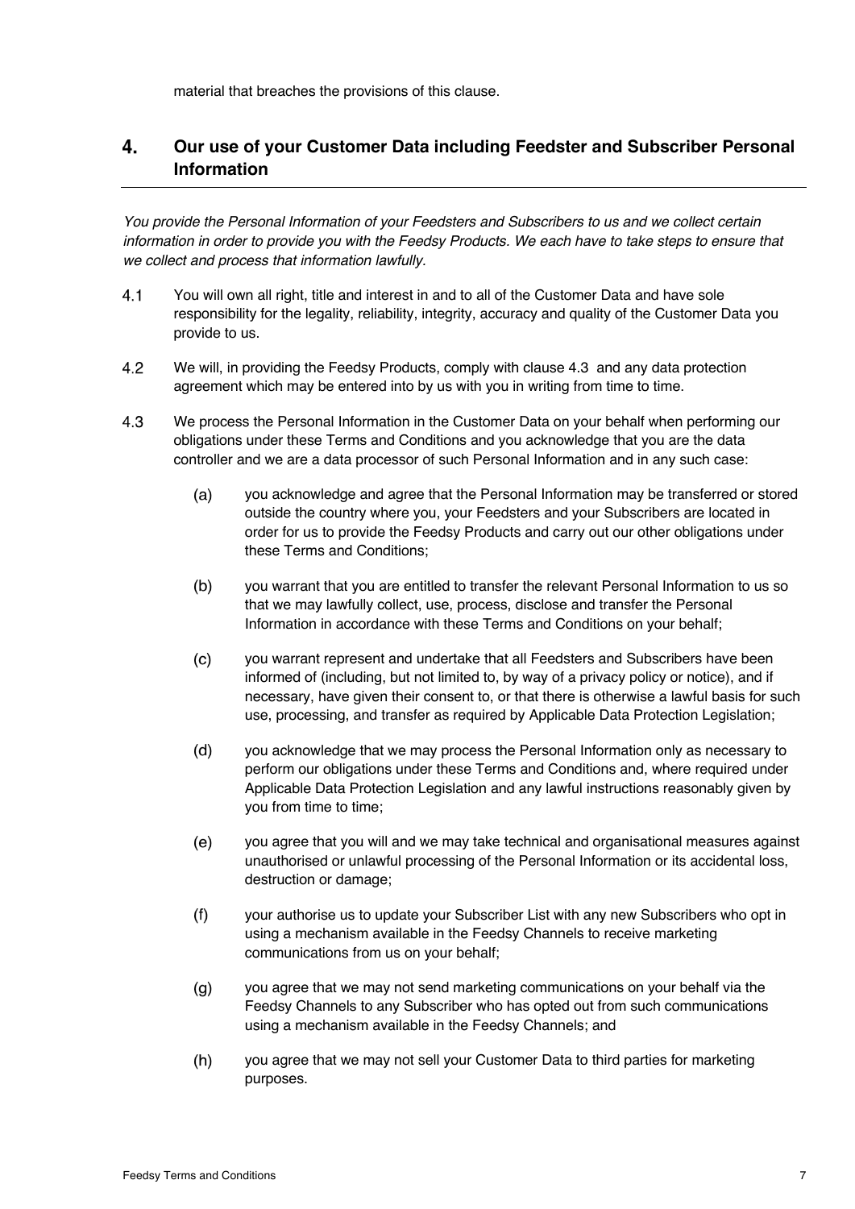material that breaches the provisions of this clause.

## 4. Our use of your Customer Data including Feedster and Subscriber Personal Information

*You provide the Personal Information of your Feedsters and Subscribers to us and we collect certain information in order to provide you with the Feedsy Products. We each have to take steps to ensure that we collect and process that information lawfully.*

4.1 You will own all right, title and interest in and to all of the Customer Data and have sole responsibility for the legality, reliability, integrity, accuracy and quality of the Customer Data you provide to us.

4.2 We will, in providing the Feedsy Products, comply with clause 4.3 and any data protection agreement which may be entered into by us with you in writing from time to time.

4.3 We process the Personal Information in the Customer Data on your behalf when performing our obligations under these Terms and Conditions and you acknowledge that you are the data controller and we are a data processor of such Personal Information and in any such case:

(a) you acknowledge and agree that the Personal Information may be transferred or stored outside the country where you, your Feedsters and your Subscribers are located in order for us to provide the Feedsy Products and carry out our other obligations under these Terms and Conditions;

(b) you warrant that you are entitled to transfer the relevant Personal Information to us so that we may lawfully collect, use, process, disclose and transfer the Personal Information in accordance with these Terms and Conditions on your behalf;

(c) you warrant represent and undertake that all Feedsters and Subscribers have been informed of (including, but not limited to, by way of a privacy policy or notice), and if necessary, have given their consent to, or that there is otherwise a lawful basis for such use, processing, and transfer as required by Applicable Data Protection Legislation;

(d) you acknowledge that we may process the Personal Information only as necessary to perform our obligations under these Terms and Conditions and, where required under Applicable Data Protection Legislation and any lawful instructions reasonably given by you from time to time;

(e) you agree that you will and we may take technical and organisational measures against unauthorised or unlawful processing of the Personal Information or its accidental loss, destruction or damage;

(f) your authorise us to update your Subscriber List with any new Subscribers who opt in using a mechanism available in the Feedsy Channels to receive marketing communications from us on your behalf;

(g) you agree that we may not send marketing communications on your behalf via the Feedsy Channels to any Subscriber who has opted out from such communications using a mechanism available in the Feedsy Channels; and

(h) you agree that we may not sell your Customer Data to third parties for marketing purposes.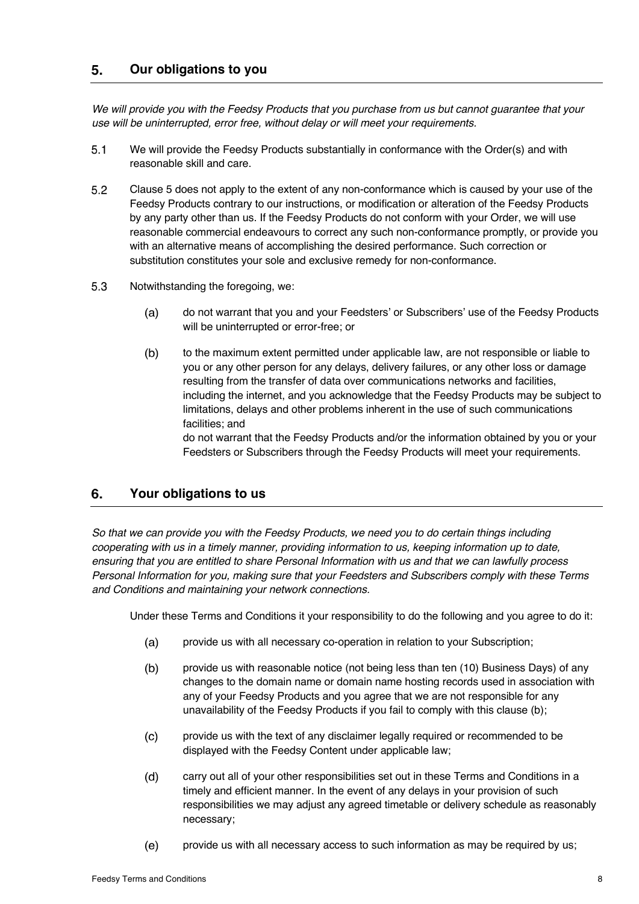## 5. Our obligations to you

*We will provide you with the Feedsy Products that you purchase from us but cannot guarantee that your use will be uninterrupted, error free, without delay or will meet your requirements.*

5.1 We will provide the Feedsy Products substantially in conformance with the Order(s) and with reasonable skill and care.

5.2 Clause 5 does not apply to the extent of any non-conformance which is caused by your use of the Feedsy Products contrary to our instructions, or modification or alteration of the Feedsy Products by any party other than us. If the Feedsy Products do not conform with your Order, we will use reasonable commercial endeavours to correct any such non-conformance promptly, or provide you with an alternative means of accomplishing the desired performance. Such correction or substitution constitutes your sole and exclusive remedy for non-conformance.

5.3 Notwithstanding the foregoing, we:

(a) do not warrant that you and your Feedsters' or Subscribers' use of the Feedsy Products will be uninterrupted or error-free; or

(b) to the maximum extent permitted under applicable law, are not responsible or liable to you or any other person for any delays, delivery failures, or any other loss or damage resulting from the transfer of data over communications networks and facilities, including the internet, and you acknowledge that the Feedsy Products may be subject to limitations, delays and other problems inherent in the use of such communications facilities; and

do not warrant that the Feedsy Products and/or the information obtained by you or your Feedsters or Subscribers through the Feedsy Products will meet your requirements.

## 6. Your obligations to us

*So that we can provide you with the Feedsy Products, we need you to do certain things including cooperating with us in a timely manner, providing information to us, keeping information up to date, ensuring that you are entitled to share Personal Information with us and that we can lawfully process Personal Information for you, making sure that your Feedsters and Subscribers comply with these Terms and Conditions and maintaining your network connections.*

Under these Terms and Conditions it your responsibility to do the following and you agree to do it:

(a) provide us with all necessary co-operation in relation to your Subscription;

(b) provide us with reasonable notice (not being less than ten (10) Business Days) of any changes to the domain name or domain name hosting records used in association with any of your Feedsy Products and you agree that we are not responsible for any unavailability of the Feedsy Products if you fail to comply with this clause (b);

(c) provide us with the text of any disclaimer legally required or recommended to be displayed with the Feedsy Content under applicable law;

(d) carry out all of your other responsibilities set out in these Terms and Conditions in a timely and efficient manner. In the event of any delays in your provision of such responsibilities we may adjust any agreed timetable or delivery schedule as reasonably necessary;

(e) provide us with all necessary access to such information as may be required by us;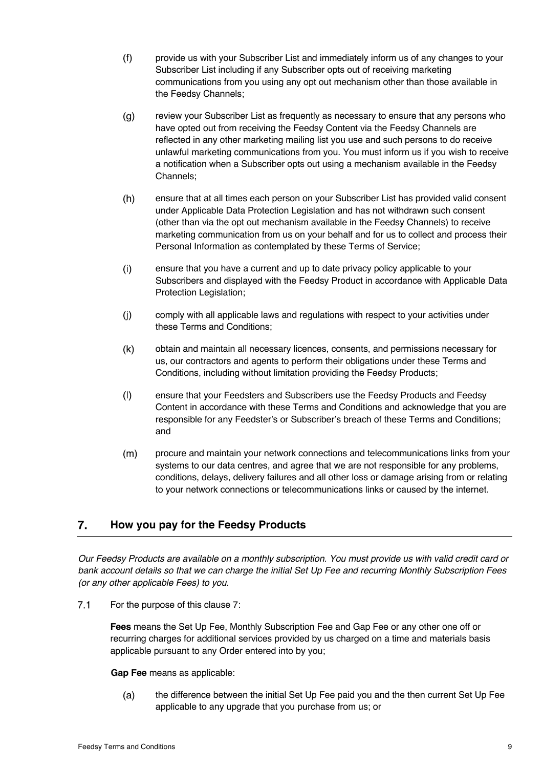(f) provide us with your Subscriber List and immediately inform us of any changes to your Subscriber List including if any Subscriber opts out of receiving marketing communications from you using any opt out mechanism other than those available in the Feedsy Channels;

(g) review your Subscriber List as frequently as necessary to ensure that any persons who have opted out from receiving the Feedsy Content via the Feedsy Channels are reflected in any other marketing mailing list you use and such persons to do receive unlawful marketing communications from you. You must inform us if you wish to receive a notification when a Subscriber opts out using a mechanism available in the Feedsy Channels;

(h) ensure that at all times each person on your Subscriber List has provided valid consent under Applicable Data Protection Legislation and has not withdrawn such consent (other than via the opt out mechanism available in the Feedsy Channels) to receive marketing communication from us on your behalf and for us to collect and process their Personal Information as contemplated by these Terms of Service;

(i) ensure that you have a current and up to date privacy policy applicable to your Subscribers and displayed with the Feedsy Product in accordance with Applicable Data Protection Legislation;

(j) comply with all applicable laws and regulations with respect to your activities under these Terms and Conditions;

(k) obtain and maintain all necessary licences, consents, and permissions necessary for us, our contractors and agents to perform their obligations under these Terms and Conditions, including without limitation providing the Feedsy Products;

(l) ensure that your Feedsters and Subscribers use the Feedsy Products and Feedsy Content in accordance with these Terms and Conditions and acknowledge that you are responsible for any Feedster's or Subscriber's breach of these Terms and Conditions; and

(m) procure and maintain your network connections and telecommunications links from your systems to our data centres, and agree that we are not responsible for any problems, conditions, delays, delivery failures and all other loss or damage arising from or relating to your network connections or telecommunications links or caused by the internet.

## 7. How you pay for the Feedsy Products

*Our Feedsy Products are available on a monthly subscription. You must provide us with valid credit card or bank account details so that we can charge the initial Set Up Fee and recurring Monthly Subscription Fees (or any other applicable Fees) to you.*

7.1 For the purpose of this clause 7:

**Fees** means the Set Up Fee, Monthly Subscription Fee and Gap Fee or any other one off or recurring charges for additional services provided by us charged on a time and materials basis applicable pursuant to any Order entered into by you;

**Gap Fee** means as applicable:

(a) the difference between the initial Set Up Fee paid you and the then current Set Up Fee applicable to any upgrade that you purchase from us; or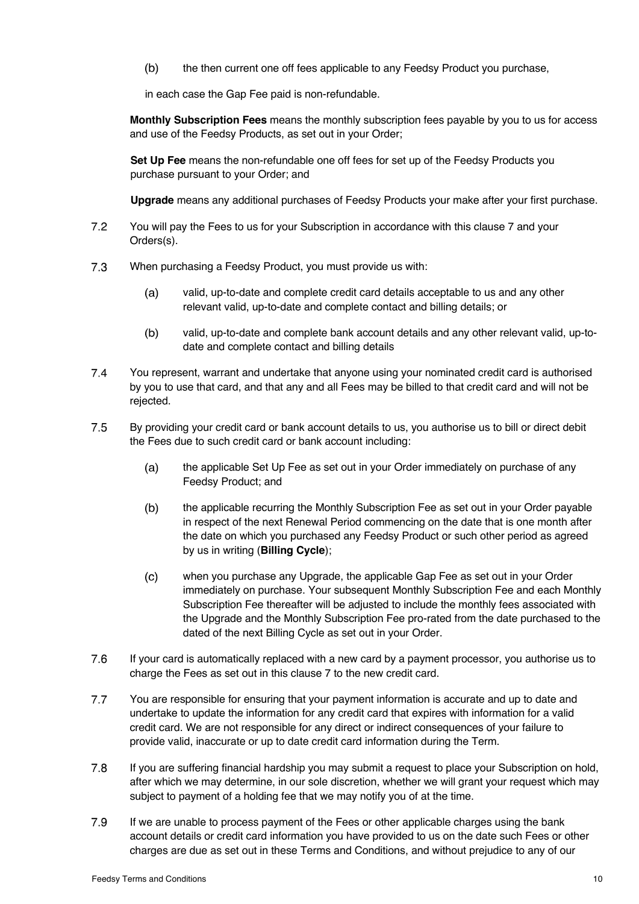(b) the then current one off fees applicable to any Feedsy Product you purchase,

in each case the Gap Fee paid is non-refundable.

**Monthly Subscription Fees** means the monthly subscription fees payable by you to us for access and use of the Feedsy Products, as set out in your Order;

**Set Up Fee** means the non-refundable one off fees for set up of the Feedsy Products you purchase pursuant to your Order; and

**Upgrade** means any additional purchases of Feedsy Products your make after your first purchase.

7.2 You will pay the Fees to us for your Subscription in accordance with this clause 7 and your Orders(s).

7.3 When purchasing a Feedsy Product, you must provide us with:

(a) valid, up-to-date and complete credit card details acceptable to us and any other relevant valid, up-to-date and complete contact and billing details; or

(b) valid, up-to-date and complete bank account details and any other relevant valid, up-to-date and complete contact and billing details

7.4 You represent, warrant and undertake that anyone using your nominated credit card is authorised by you to use that card, and that any and all Fees may be billed to that credit card and will not be rejected.

7.5 By providing your credit card or bank account details to us, you authorise us to bill or direct debit the Fees due to such credit card or bank account including:

(a) the applicable Set Up Fee as set out in your Order immediately on purchase of any Feedsy Product; and

(b) the applicable recurring the Monthly Subscription Fee as set out in your Order payable in respect of the next Renewal Period commencing on the date that is one month after the date on which you purchased any Feedsy Product or such other period as agreed by us in writing (**Billing Cycle**);

(c) when you purchase any Upgrade, the applicable Gap Fee as set out in your Order immediately on purchase. Your subsequent Monthly Subscription Fee and each Monthly Subscription Fee thereafter will be adjusted to include the monthly fees associated with the Upgrade and the Monthly Subscription Fee pro-rated from the date purchased to the dated of the next Billing Cycle as set out in your Order.

7.6 If your card is automatically replaced with a new card by a payment processor, you authorise us to charge the Fees as set out in this clause 7 to the new credit card.

7.7 You are responsible for ensuring that your payment information is accurate and up to date and undertake to update the information for any credit card that expires with information for a valid credit card. We are not responsible for any direct or indirect consequences of your failure to provide valid, inaccurate or up to date credit card information during the Term.

7.8 If you are suffering financial hardship you may submit a request to place your Subscription on hold, after which we may determine, in our sole discretion, whether we will grant your request which may subject to payment of a holding fee that we may notify you of at the time.

7.9 If we are unable to process payment of the Fees or other applicable charges using the bank account details or credit card information you have provided to us on the date such Fees or other charges are due as set out in these Terms and Conditions, and without prejudice to any of our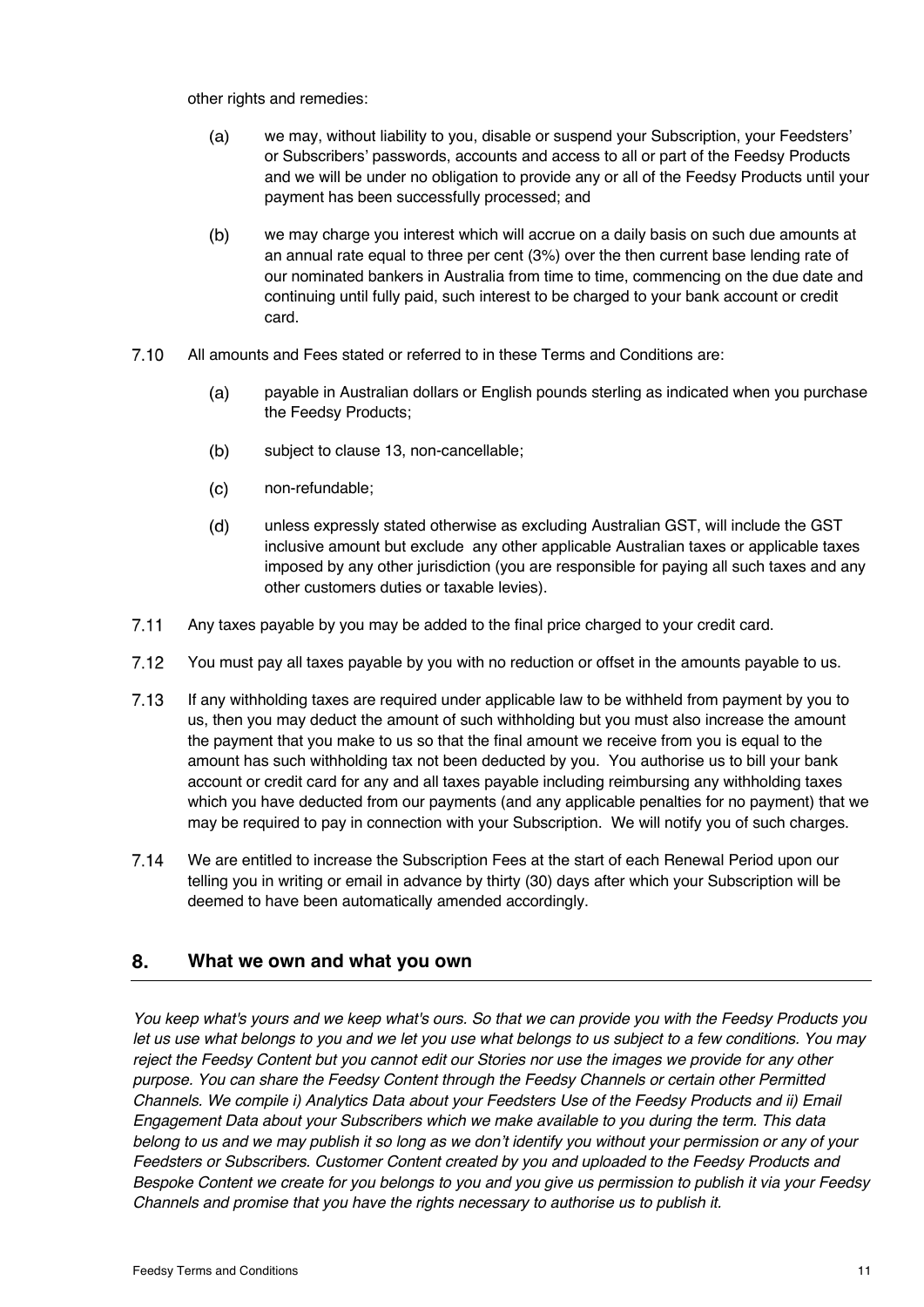other rights and remedies:

(a) we may, without liability to you, disable or suspend your Subscription, your Feedsters' or Subscribers' passwords, accounts and access to all or part of the Feedsy Products and we will be under no obligation to provide any or all of the Feedsy Products until your payment has been successfully processed; and

(b) we may charge you interest which will accrue on a daily basis on such due amounts at an annual rate equal to three per cent (3%) over the then current base lending rate of our nominated bankers in Australia from time to time, commencing on the due date and continuing until fully paid, such interest to be charged to your bank account or credit card.

7.10 All amounts and Fees stated or referred to in these Terms and Conditions are:

(a) payable in Australian dollars or English pounds sterling as indicated when you purchase the Feedsy Products;

(b) subject to clause 13, non-cancellable;

(c) non-refundable;

(d) unless expressly stated otherwise as excluding Australian GST, will include the GST inclusive amount but exclude any other applicable Australian taxes or applicable taxes imposed by any other jurisdiction (you are responsible for paying all such taxes and any other customers duties or taxable levies).

7.11 Any taxes payable by you may be added to the final price charged to your credit card.

7.12 You must pay all taxes payable by you with no reduction or offset in the amounts payable to us.

7.13 If any withholding taxes are required under applicable law to be withheld from payment by you to us, then you may deduct the amount of such withholding but you must also increase the amount the payment that you make to us so that the final amount we receive from you is equal to the amount has such withholding tax not been deducted by you. You authorise us to bill your bank account or credit card for any and all taxes payable including reimbursing any withholding taxes which you have deducted from our payments (and any applicable penalties for no payment) that we may be required to pay in connection with your Subscription. We will notify you of such charges.

7.14 We are entitled to increase the Subscription Fees at the start of each Renewal Period upon our telling you in writing or email in advance by thirty (30) days after which your Subscription will be deemed to have been automatically amended accordingly.

## 8. What we own and what you own

*You keep what's yours and we keep what's ours. So that we can provide you with the Feedsy Products you let us use what belongs to you and we let you use what belongs to us subject to a few conditions. You may reject the Feedsy Content but you cannot edit our Stories nor use the images we provide for any other purpose. You can share the Feedsy Content through the Feedsy Channels or certain other Permitted Channels. We compile i) Analytics Data about your Feedsters Use of the Feedsy Products and ii) Email Engagement Data about your Subscribers which we make available to you during the term. This data belong to us and we may publish it so long as we don't identify you without your permission or any of your Feedsters or Subscribers. Customer Content created by you and uploaded to the Feedsy Products and Bespoke Content we create for you belongs to you and you give us permission to publish it via your Feedsy Channels and promise that you have the rights necessary to authorise us to publish it.*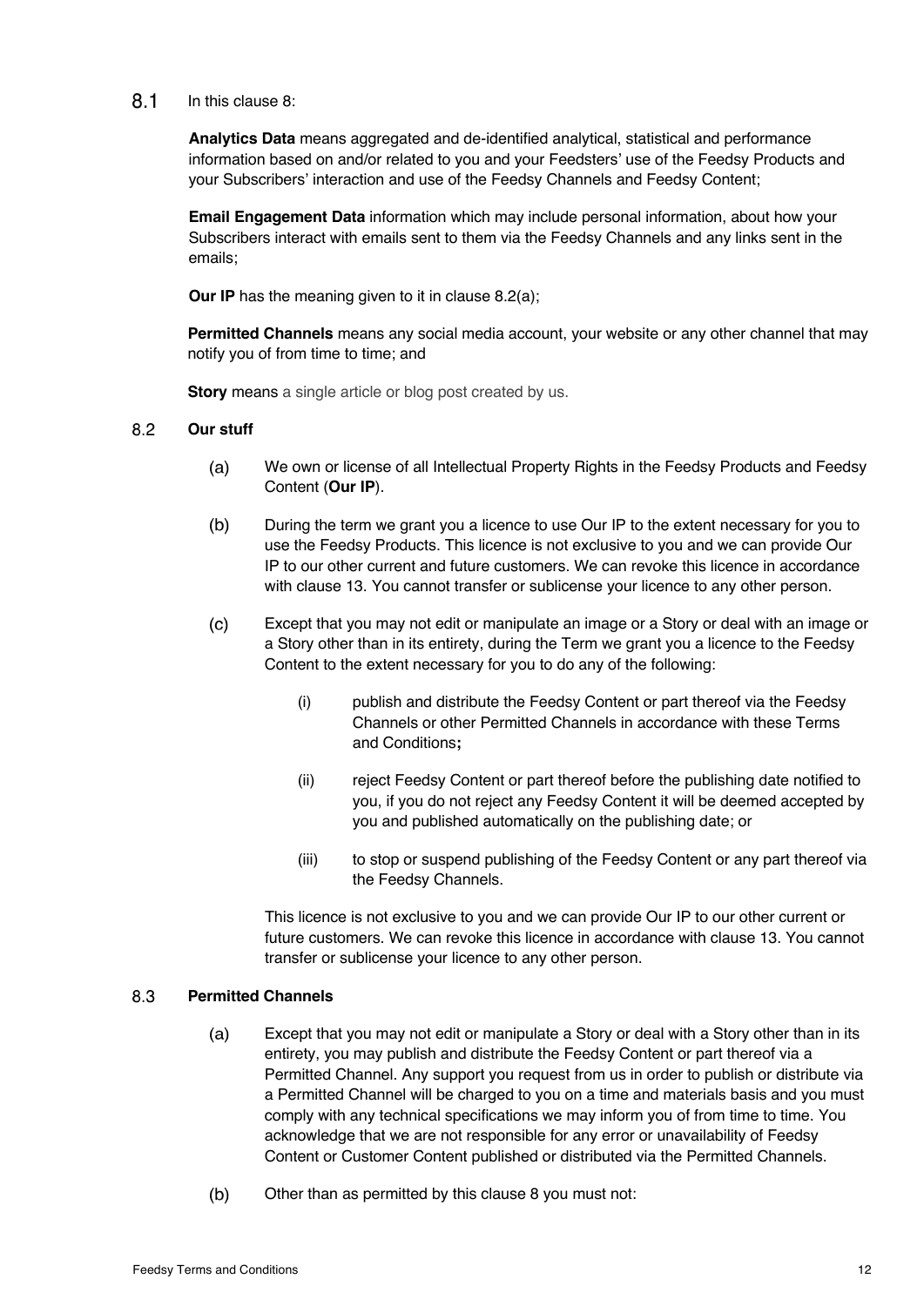8.1 In this clause 8:

**Analytics Data** means aggregated and de-identified analytical, statistical and performance information based on and/or related to you and your Feedsters' use of the Feedsy Products and your Subscribers' interaction and use of the Feedsy Channels and Feedsy Content;

**Email Engagement Data** information which may include personal information, about how your Subscribers interact with emails sent to them via the Feedsy Channels and any links sent in the emails;

**Our IP** has the meaning given to it in clause 8.2(a);

**Permitted Channels** means any social media account, your website or any other channel that may notify you of from time to time; and

**Story** means a single article or blog post created by us.

8.2 **Our stuff**

(a) We own or license of all Intellectual Property Rights in the Feedsy Products and Feedsy Content (**Our IP**).

(b) During the term we grant you a licence to use Our IP to the extent necessary for you to use the Feedsy Products. This licence is not exclusive to you and we can provide Our IP to our other current and future customers. We can revoke this licence in accordance with clause 13. You cannot transfer or sublicense your licence to any other person.

(c) Except that you may not edit or manipulate an image or a Story or deal with an image or a Story other than in its entirety, during the Term we grant you a licence to the Feedsy Content to the extent necessary for you to do any of the following:

(i) publish and distribute the Feedsy Content or part thereof via the Feedsy Channels or other Permitted Channels in accordance with these Terms and Conditions**;**

(ii) reject Feedsy Content or part thereof before the publishing date notified to you, if you do not reject any Feedsy Content it will be deemed accepted by you and published automatically on the publishing date; or

(iii) to stop or suspend publishing of the Feedsy Content or any part thereof via the Feedsy Channels.

This licence is not exclusive to you and we can provide Our IP to our other current or future customers. We can revoke this licence in accordance with clause 13. You cannot transfer or sublicense your licence to any other person.

8.3 **Permitted Channels**

(a) Except that you may not edit or manipulate a Story or deal with a Story other than in its entirety, you may publish and distribute the Feedsy Content or part thereof via a Permitted Channel. Any support you request from us in order to publish or distribute via a Permitted Channel will be charged to you on a time and materials basis and you must comply with any technical specifications we may inform you of from time to time. You acknowledge that we are not responsible for any error or unavailability of Feedsy Content or Customer Content published or distributed via the Permitted Channels.

(b) Other than as permitted by this clause 8 you must not: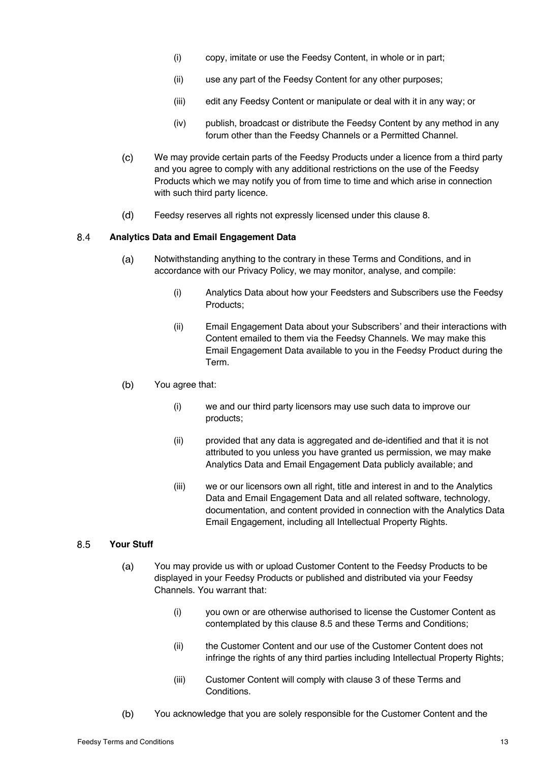(i) copy, imitate or use the Feedsy Content, in whole or in part;

(ii) use any part of the Feedsy Content for any other purposes;

(iii) edit any Feedsy Content or manipulate or deal with it in any way; or

(iv) publish, broadcast or distribute the Feedsy Content by any method in any forum other than the Feedsy Channels or a Permitted Channel.

(c) We may provide certain parts of the Feedsy Products under a licence from a third party and you agree to comply with any additional restrictions on the use of the Feedsy Products which we may notify you of from time to time and which arise in connection with such third party licence.

(d) Feedsy reserves all rights not expressly licensed under this clause 8.

### 8.4 Analytics Data and Email Engagement Data

(a) Notwithstanding anything to the contrary in these Terms and Conditions, and in accordance with our Privacy Policy, we may monitor, analyse, and compile:

(i) Analytics Data about how your Feedsters and Subscribers use the Feedsy Products;

(ii) Email Engagement Data about your Subscribers' and their interactions with Content emailed to them via the Feedsy Channels. We may make this Email Engagement Data available to you in the Feedsy Product during the Term.

(b) You agree that:

(i) we and our third party licensors may use such data to improve our products;

(ii) provided that any data is aggregated and de-identified and that it is not attributed to you unless you have granted us permission, we may make Analytics Data and Email Engagement Data publicly available; and

(iii) we or our licensors own all right, title and interest in and to the Analytics Data and Email Engagement Data and all related software, technology, documentation, and content provided in connection with the Analytics Data Email Engagement, including all Intellectual Property Rights.

### 8.5 Your Stuff

(a) You may provide us with or upload Customer Content to the Feedsy Products to be displayed in your Feedsy Products or published and distributed via your Feedsy Channels. You warrant that:

(i) you own or are otherwise authorised to license the Customer Content as contemplated by this clause 8.5 and these Terms and Conditions;

(ii) the Customer Content and our use of the Customer Content does not infringe the rights of any third parties including Intellectual Property Rights;

(iii) Customer Content will comply with clause 3 of these Terms and Conditions.

(b) You acknowledge that you are solely responsible for the Customer Content and the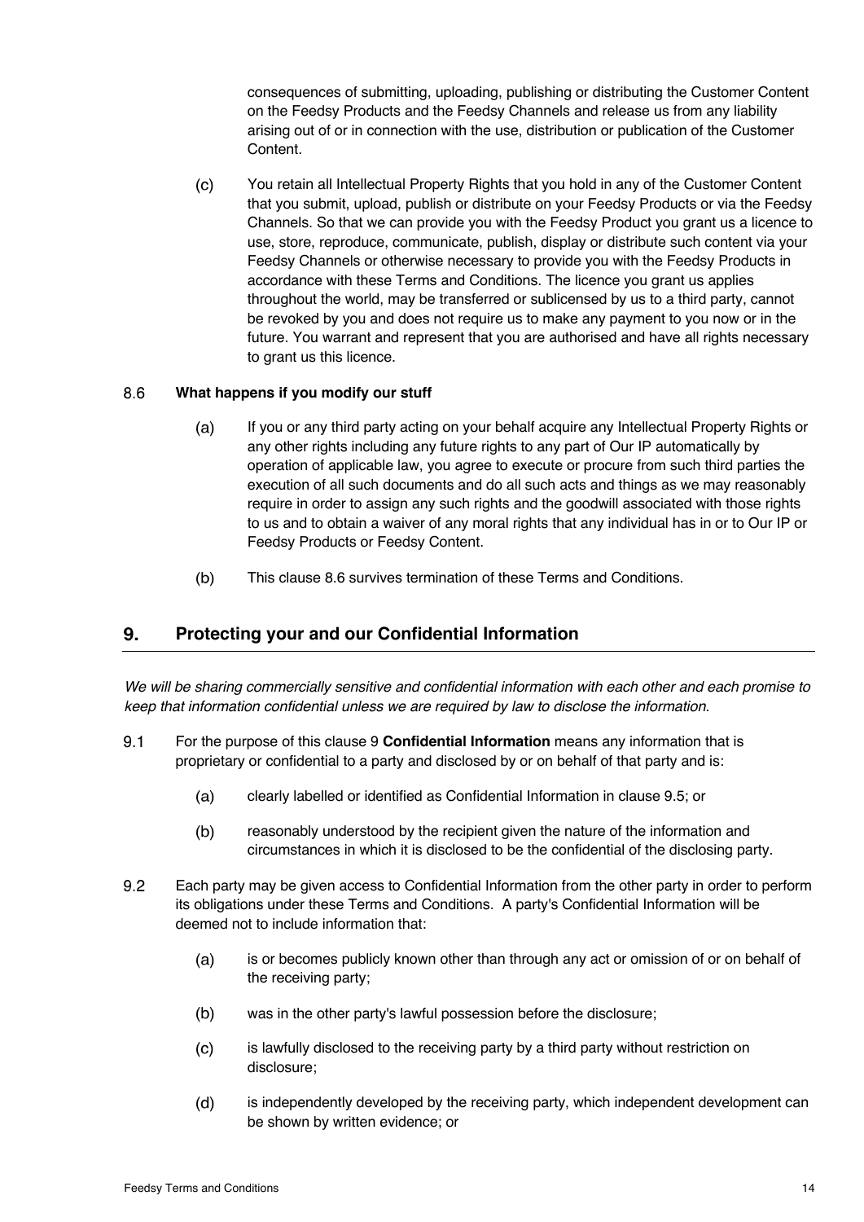consequences of submitting, uploading, publishing or distributing the Customer Content on the Feedsy Products and the Feedsy Channels and release us from any liability arising out of or in connection with the use, distribution or publication of the Customer Content.

(c) You retain all Intellectual Property Rights that you hold in any of the Customer Content that you submit, upload, publish or distribute on your Feedsy Products or via the Feedsy Channels. So that we can provide you with the Feedsy Product you grant us a licence to use, store, reproduce, communicate, publish, display or distribute such content via your Feedsy Channels or otherwise necessary to provide you with the Feedsy Products in accordance with these Terms and Conditions. The licence you grant us applies throughout the world, may be transferred or sublicensed by us to a third party, cannot be revoked by you and does not require us to make any payment to you now or in the future. You warrant and represent that you are authorised and have all rights necessary to grant us this licence.

### 8.6 What happens if you modify our stuff

(a) If you or any third party acting on your behalf acquire any Intellectual Property Rights or any other rights including any future rights to any part of Our IP automatically by operation of applicable law, you agree to execute or procure from such third parties the execution of all such documents and do all such acts and things as we may reasonably require in order to assign any such rights and the goodwill associated with those rights to us and to obtain a waiver of any moral rights that any individual has in or to Our IP or Feedsy Products or Feedsy Content.

(b) This clause 8.6 survives termination of these Terms and Conditions.

## 9. Protecting your and our Confidential Information

*We will be sharing commercially sensitive and confidential information with each other and each promise to keep that information confidential unless we are required by law to disclose the information.*

9.1 For the purpose of this clause 9 **Confidential Information** means any information that is proprietary or confidential to a party and disclosed by or on behalf of that party and is:

(a) clearly labelled or identified as Confidential Information in clause 9.5; or

(b) reasonably understood by the recipient given the nature of the information and circumstances in which it is disclosed to be the confidential of the disclosing party.

9.2 Each party may be given access to Confidential Information from the other party in order to perform its obligations under these Terms and Conditions. A party's Confidential Information will be deemed not to include information that:

(a) is or becomes publicly known other than through any act or omission of or on behalf of the receiving party;

(b) was in the other party's lawful possession before the disclosure;

(c) is lawfully disclosed to the receiving party by a third party without restriction on disclosure;

(d) is independently developed by the receiving party, which independent development can be shown by written evidence; or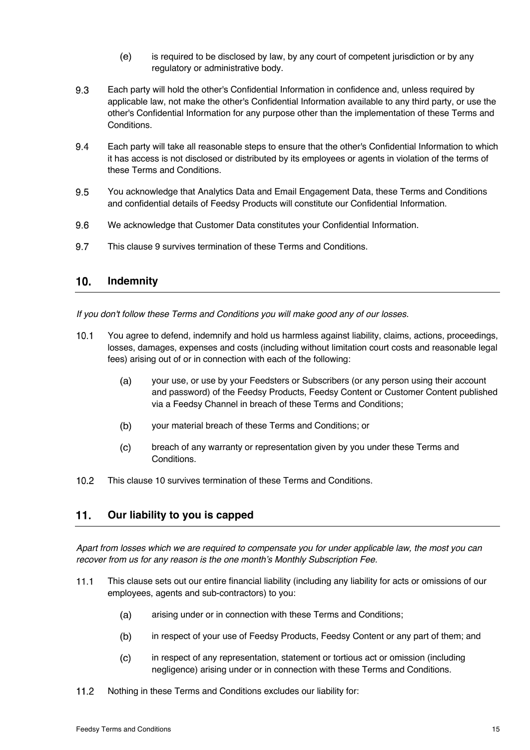(e) is required to be disclosed by law, by any court of competent jurisdiction or by any regulatory or administrative body.

9.3 Each party will hold the other's Confidential Information in confidence and, unless required by applicable law, not make the other's Confidential Information available to any third party, or use the other's Confidential Information for any purpose other than the implementation of these Terms and Conditions.

9.4 Each party will take all reasonable steps to ensure that the other's Confidential Information to which it has access is not disclosed or distributed by its employees or agents in violation of the terms of these Terms and Conditions.

9.5 You acknowledge that Analytics Data and Email Engagement Data, these Terms and Conditions and confidential details of Feedsy Products will constitute our Confidential Information.

9.6 We acknowledge that Customer Data constitutes your Confidential Information.

9.7 This clause 9 survives termination of these Terms and Conditions.

## 10. Indemnity

*If you don't follow these Terms and Conditions you will make good any of our losses.*

10.1 You agree to defend, indemnify and hold us harmless against liability, claims, actions, proceedings, losses, damages, expenses and costs (including without limitation court costs and reasonable legal fees) arising out of or in connection with each of the following:

(a) your use, or use by your Feedsters or Subscribers (or any person using their account and password) of the Feedsy Products, Feedsy Content or Customer Content published via a Feedsy Channel in breach of these Terms and Conditions;

(b) your material breach of these Terms and Conditions; or

(c) breach of any warranty or representation given by you under these Terms and Conditions.

10.2 This clause 10 survives termination of these Terms and Conditions.

## 11. Our liability to you is capped

*Apart from losses which we are required to compensate you for under applicable law, the most you can recover from us for any reason is the one month's Monthly Subscription Fee.*

11.1 This clause sets out our entire financial liability (including any liability for acts or omissions of our employees, agents and sub-contractors) to you:

(a) arising under or in connection with these Terms and Conditions;

(b) in respect of your use of Feedsy Products, Feedsy Content or any part of them; and

(c) in respect of any representation, statement or tortious act or omission (including negligence) arising under or in connection with these Terms and Conditions.

11.2 Nothing in these Terms and Conditions excludes our liability for: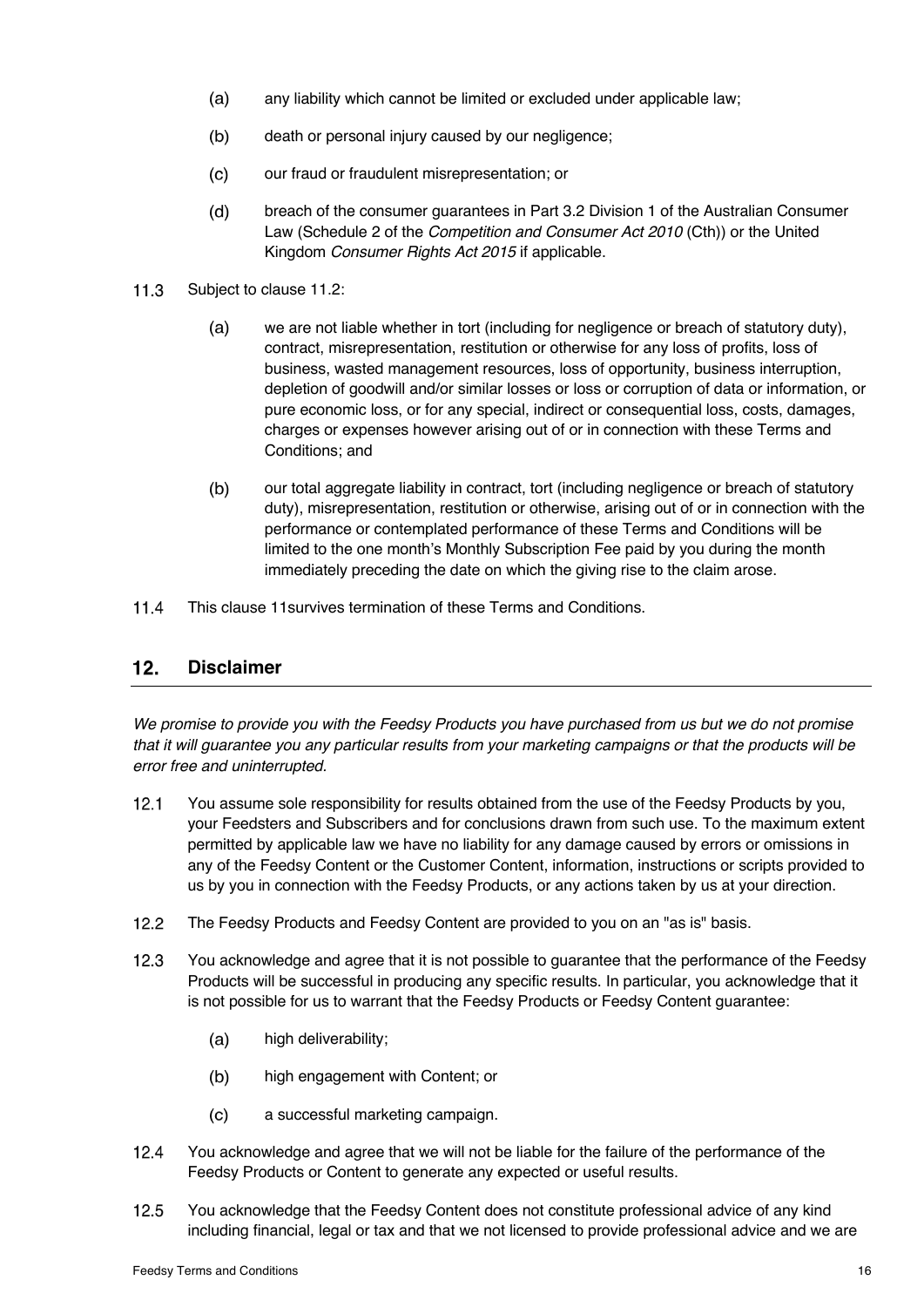(a) any liability which cannot be limited or excluded under applicable law;

(b) death or personal injury caused by our negligence;

(c) our fraud or fraudulent misrepresentation; or

(d) breach of the consumer guarantees in Part 3.2 Division 1 of the Australian Consumer Law (Schedule 2 of the *Competition and Consumer Act 2010* (Cth)) or the United Kingdom *Consumer Rights Act 2015* if applicable.

11.3 Subject to clause 11.2:

(a) we are not liable whether in tort (including for negligence or breach of statutory duty), contract, misrepresentation, restitution or otherwise for any loss of profits, loss of business, wasted management resources, loss of opportunity, business interruption, depletion of goodwill and/or similar losses or loss or corruption of data or information, or pure economic loss, or for any special, indirect or consequential loss, costs, damages, charges or expenses however arising out of or in connection with these Terms and Conditions; and

(b) our total aggregate liability in contract, tort (including negligence or breach of statutory duty), misrepresentation, restitution or otherwise, arising out of or in connection with the performance or contemplated performance of these Terms and Conditions will be limited to the one month's Monthly Subscription Fee paid by you during the month immediately preceding the date on which the giving rise to the claim arose.

11.4 This clause 11survives termination of these Terms and Conditions.

## 12. Disclaimer

*We promise to provide you with the Feedsy Products you have purchased from us but we do not promise that it will guarantee you any particular results from your marketing campaigns or that the products will be error free and uninterrupted.*

12.1 You assume sole responsibility for results obtained from the use of the Feedsy Products by you, your Feedsters and Subscribers and for conclusions drawn from such use. To the maximum extent permitted by applicable law we have no liability for any damage caused by errors or omissions in any of the Feedsy Content or the Customer Content, information, instructions or scripts provided to us by you in connection with the Feedsy Products, or any actions taken by us at your direction.

12.2 The Feedsy Products and Feedsy Content are provided to you on an "as is" basis.

12.3 You acknowledge and agree that it is not possible to guarantee that the performance of the Feedsy Products will be successful in producing any specific results. In particular, you acknowledge that it is not possible for us to warrant that the Feedsy Products or Feedsy Content guarantee:

(a) high deliverability;

(b) high engagement with Content; or

(c) a successful marketing campaign.

12.4 You acknowledge and agree that we will not be liable for the failure of the performance of the Feedsy Products or Content to generate any expected or useful results.

12.5 You acknowledge that the Feedsy Content does not constitute professional advice of any kind including financial, legal or tax and that we not licensed to provide professional advice and we are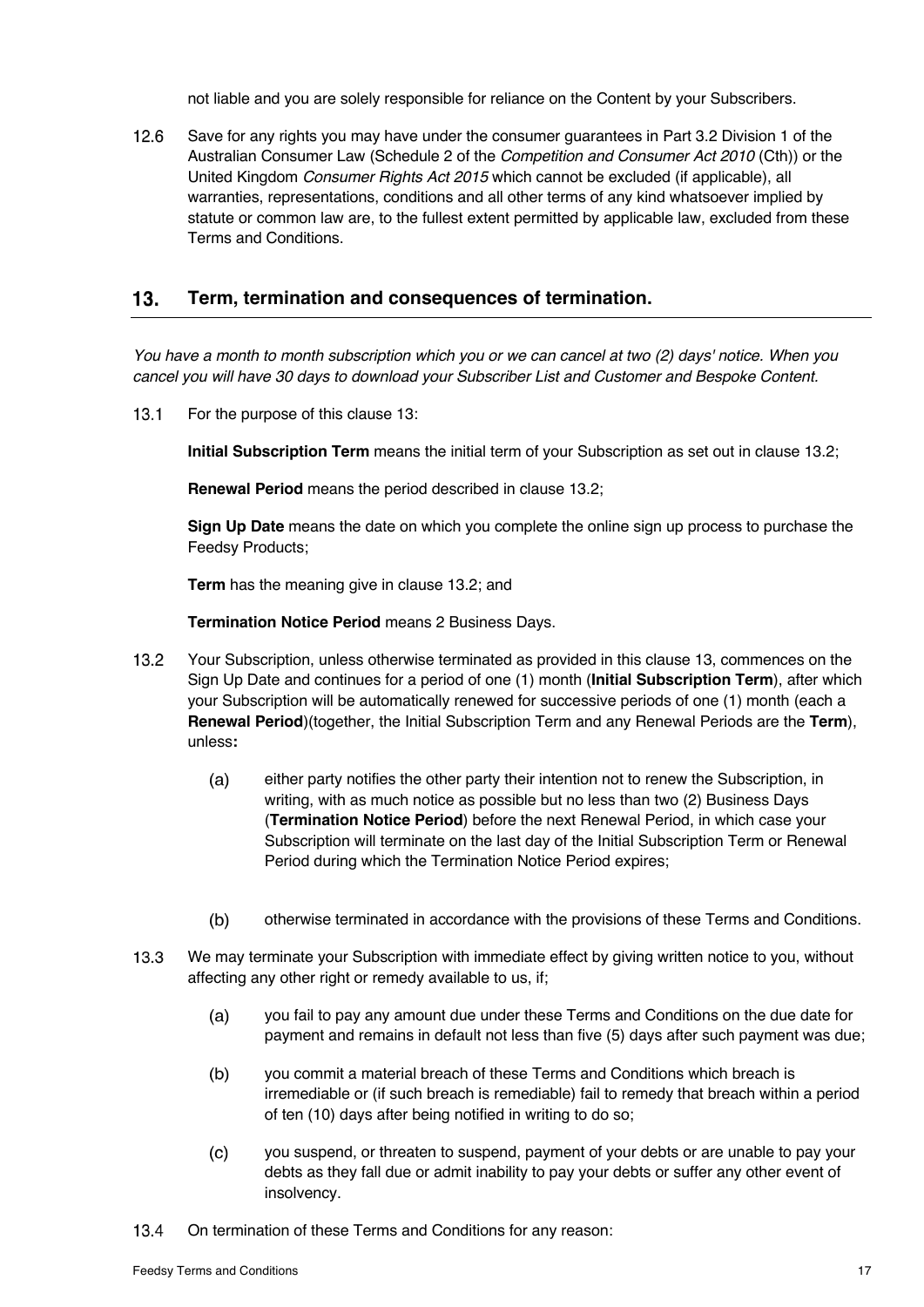not liable and you are solely responsible for reliance on the Content by your Subscribers.

12.6 Save for any rights you may have under the consumer guarantees in Part 3.2 Division 1 of the Australian Consumer Law (Schedule 2 of the *Competition and Consumer Act 2010* (Cth)) or the United Kingdom *Consumer Rights Act 2015* which cannot be excluded (if applicable), all warranties, representations, conditions and all other terms of any kind whatsoever implied by statute or common law are, to the fullest extent permitted by applicable law, excluded from these Terms and Conditions.

## 13. Term, termination and consequences of termination.

*You have a month to month subscription which you or we can cancel at two (2) days' notice. When you cancel you will have 30 days to download your Subscriber List and Customer and Bespoke Content.*

13.1 For the purpose of this clause 13:

**Initial Subscription Term** means the initial term of your Subscription as set out in clause 13.2;

**Renewal Period** means the period described in clause 13.2;

**Sign Up Date** means the date on which you complete the online sign up process to purchase the Feedsy Products;

**Term** has the meaning give in clause 13.2; and

**Termination Notice Period** means 2 Business Days.

13.2 Your Subscription, unless otherwise terminated as provided in this clause 13, commences on the Sign Up Date and continues for a period of one (1) month (**Initial Subscription Term**), after which your Subscription will be automatically renewed for successive periods of one (1) month (each a **Renewal Period**)(together, the Initial Subscription Term and any Renewal Periods are the **Term**), unless**:**

(a) either party notifies the other party their intention not to renew the Subscription, in writing, with as much notice as possible but no less than two (2) Business Days (**Termination Notice Period**) before the next Renewal Period, in which case your Subscription will terminate on the last day of the Initial Subscription Term or Renewal Period during which the Termination Notice Period expires;

(b) otherwise terminated in accordance with the provisions of these Terms and Conditions.

13.3 We may terminate your Subscription with immediate effect by giving written notice to you, without affecting any other right or remedy available to us, if;

(a) you fail to pay any amount due under these Terms and Conditions on the due date for payment and remains in default not less than five (5) days after such payment was due;

(b) you commit a material breach of these Terms and Conditions which breach is irremediable or (if such breach is remediable) fail to remedy that breach within a period of ten (10) days after being notified in writing to do so;

(c) you suspend, or threaten to suspend, payment of your debts or are unable to pay your debts as they fall due or admit inability to pay your debts or suffer any other event of insolvency.

13.4 On termination of these Terms and Conditions for any reason: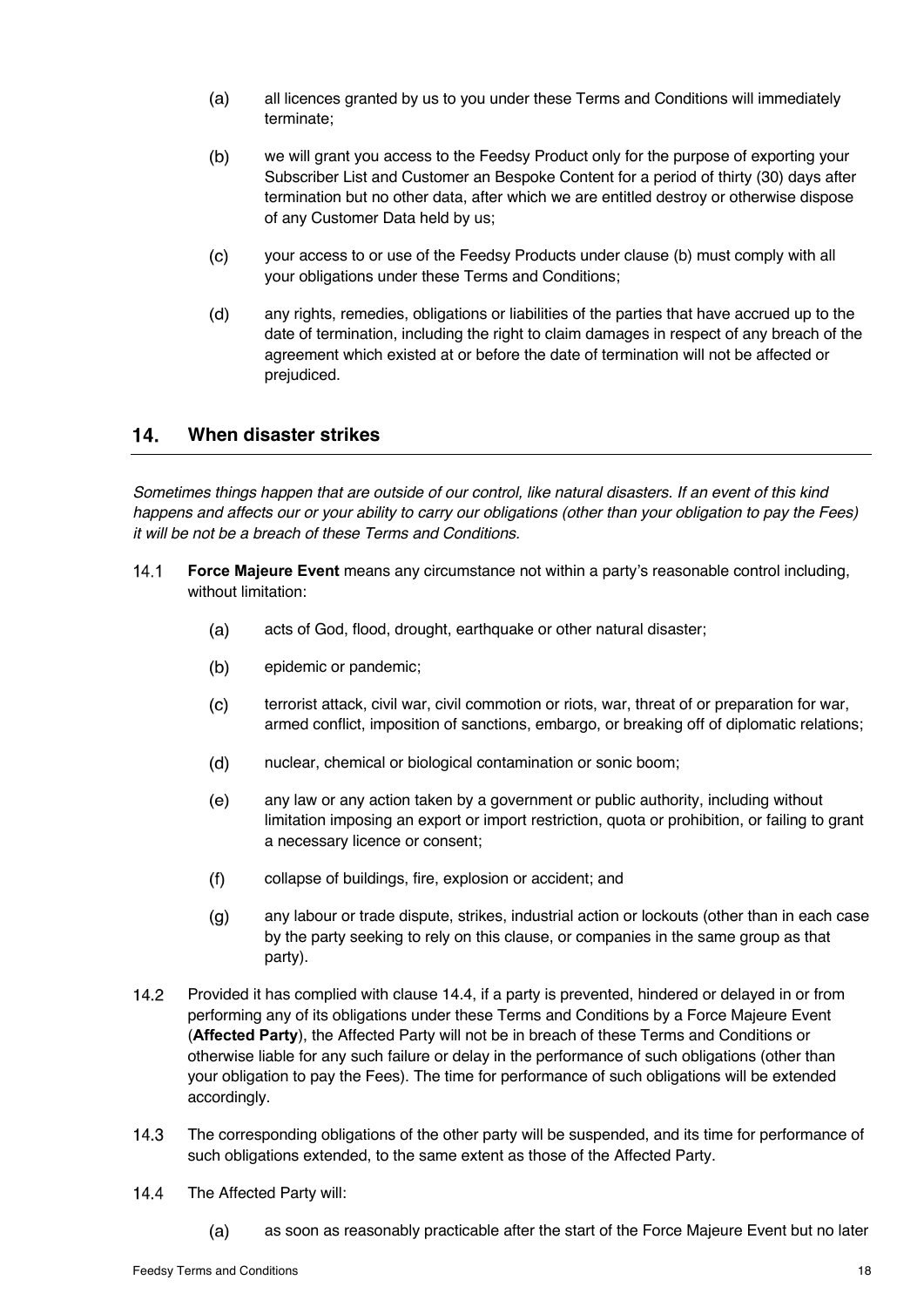(a) all licences granted by us to you under these Terms and Conditions will immediately terminate;

(b) we will grant you access to the Feedsy Product only for the purpose of exporting your Subscriber List and Customer an Bespoke Content for a period of thirty (30) days after termination but no other data, after which we are entitled destroy or otherwise dispose of any Customer Data held by us;

(c) your access to or use of the Feedsy Products under clause (b) must comply with all your obligations under these Terms and Conditions;

(d) any rights, remedies, obligations or liabilities of the parties that have accrued up to the date of termination, including the right to claim damages in respect of any breach of the agreement which existed at or before the date of termination will not be affected or prejudiced.

## 14. When disaster strikes

*Sometimes things happen that are outside of our control, like natural disasters. If an event of this kind happens and affects our or your ability to carry our obligations (other than your obligation to pay the Fees) it will be not be a breach of these Terms and Conditions.*

14.1 **Force Majeure Event** means any circumstance not within a party's reasonable control including, without limitation:

(a) acts of God, flood, drought, earthquake or other natural disaster;

(b) epidemic or pandemic;

(c) terrorist attack, civil war, civil commotion or riots, war, threat of or preparation for war, armed conflict, imposition of sanctions, embargo, or breaking off of diplomatic relations;

(d) nuclear, chemical or biological contamination or sonic boom;

(e) any law or any action taken by a government or public authority, including without limitation imposing an export or import restriction, quota or prohibition, or failing to grant a necessary licence or consent;

(f) collapse of buildings, fire, explosion or accident; and

(g) any labour or trade dispute, strikes, industrial action or lockouts (other than in each case by the party seeking to rely on this clause, or companies in the same group as that party).

14.2 Provided it has complied with clause 14.4, if a party is prevented, hindered or delayed in or from performing any of its obligations under these Terms and Conditions by a Force Majeure Event (**Affected Party**), the Affected Party will not be in breach of these Terms and Conditions or otherwise liable for any such failure or delay in the performance of such obligations (other than your obligation to pay the Fees). The time for performance of such obligations will be extended accordingly.

14.3 The corresponding obligations of the other party will be suspended, and its time for performance of such obligations extended, to the same extent as those of the Affected Party.

14.4 The Affected Party will:

(a) as soon as reasonably practicable after the start of the Force Majeure Event but no later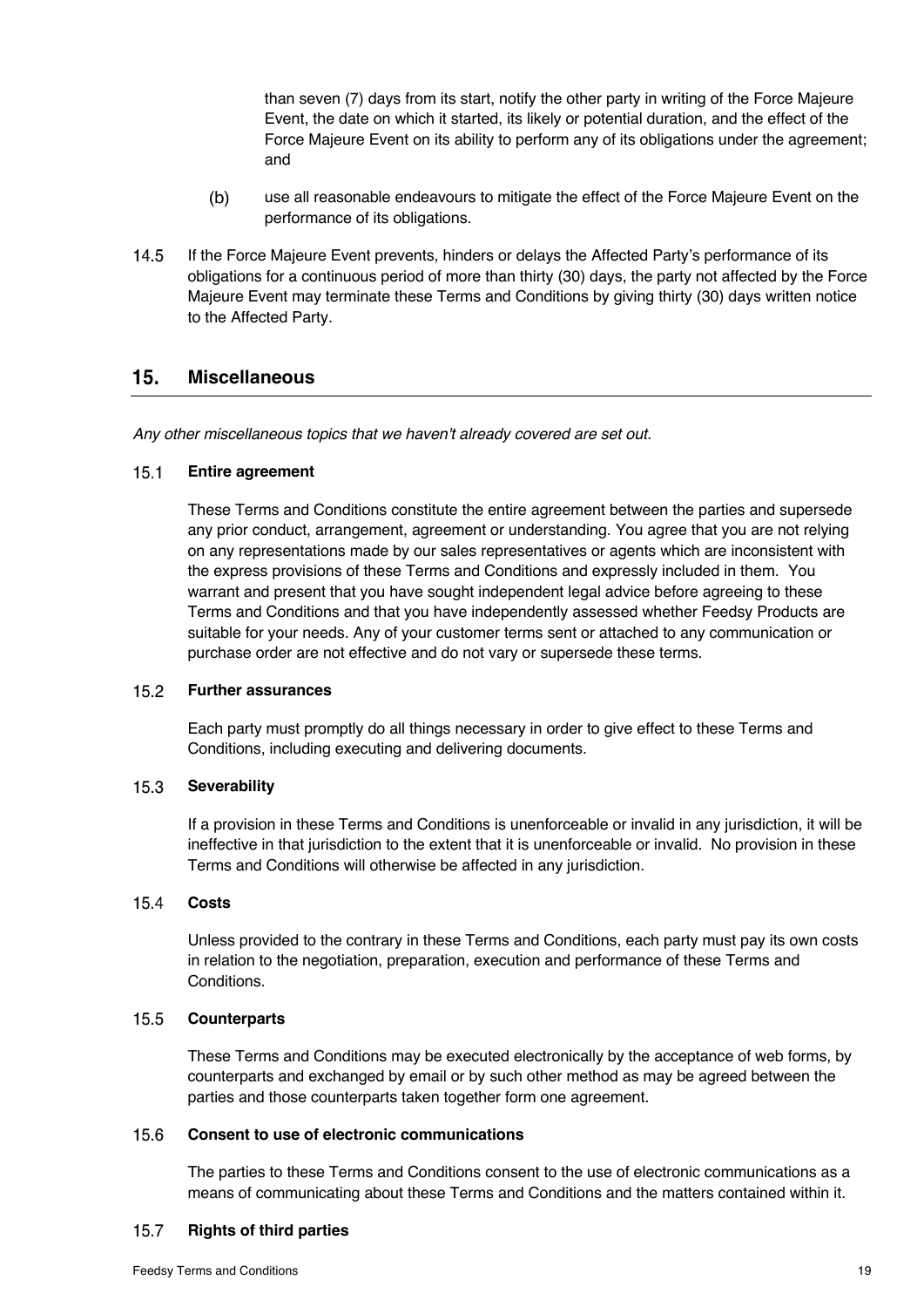than seven (7) days from its start, notify the other party in writing of the Force Majeure Event, the date on which it started, its likely or potential duration, and the effect of the Force Majeure Event on its ability to perform any of its obligations under the agreement; and

(b) use all reasonable endeavours to mitigate the effect of the Force Majeure Event on the performance of its obligations.

14.5 If the Force Majeure Event prevents, hinders or delays the Affected Party's performance of its obligations for a continuous period of more than thirty (30) days, the party not affected by the Force Majeure Event may terminate these Terms and Conditions by giving thirty (30) days written notice to the Affected Party.

## 15. Miscellaneous

*Any other miscellaneous topics that we haven't already covered are set out.*

### 15.1 Entire agreement

These Terms and Conditions constitute the entire agreement between the parties and supersede any prior conduct, arrangement, agreement or understanding. You agree that you are not relying on any representations made by our sales representatives or agents which are inconsistent with the express provisions of these Terms and Conditions and expressly included in them. You warrant and present that you have sought independent legal advice before agreeing to these Terms and Conditions and that you have independently assessed whether Feedsy Products are suitable for your needs. Any of your customer terms sent or attached to any communication or purchase order are not effective and do not vary or supersede these terms.

### 15.2 Further assurances

Each party must promptly do all things necessary in order to give effect to these Terms and Conditions, including executing and delivering documents.

### 15.3 Severability

If a provision in these Terms and Conditions is unenforceable or invalid in any jurisdiction, it will be ineffective in that jurisdiction to the extent that it is unenforceable or invalid. No provision in these Terms and Conditions will otherwise be affected in any jurisdiction.

### 15.4 Costs

Unless provided to the contrary in these Terms and Conditions, each party must pay its own costs in relation to the negotiation, preparation, execution and performance of these Terms and Conditions.

### 15.5 Counterparts

These Terms and Conditions may be executed electronically by the acceptance of web forms, by counterparts and exchanged by email or by such other method as may be agreed between the parties and those counterparts taken together form one agreement.

### 15.6 Consent to use of electronic communications

The parties to these Terms and Conditions consent to the use of electronic communications as a means of communicating about these Terms and Conditions and the matters contained within it.

### 15.7 Rights of third parties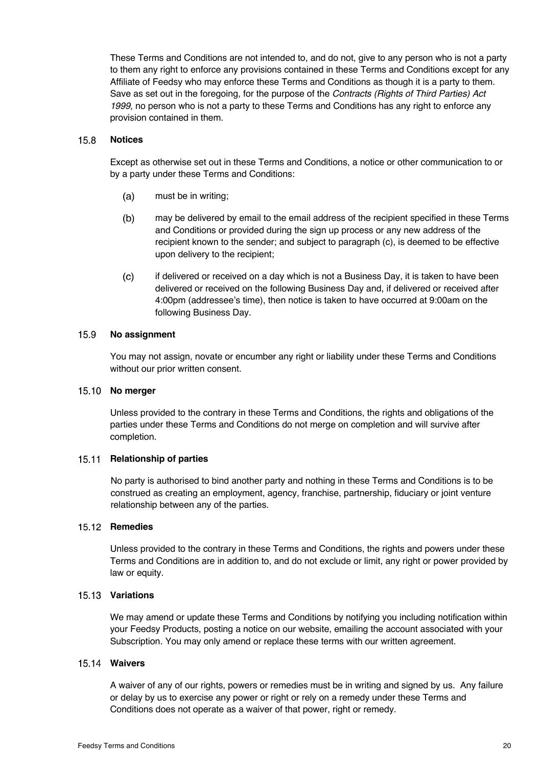These Terms and Conditions are not intended to, and do not, give to any person who is not a party to them any right to enforce any provisions contained in these Terms and Conditions except for any Affiliate of Feedsy who may enforce these Terms and Conditions as though it is a party to them. Save as set out in the foregoing, for the purpose of the *Contracts (Rights of Third Parties) Act 1999*, no person who is not a party to these Terms and Conditions has any right to enforce any provision contained in them.

### 15.8 Notices

Except as otherwise set out in these Terms and Conditions, a notice or other communication to or by a party under these Terms and Conditions:

(a) must be in writing;

(b) may be delivered by email to the email address of the recipient specified in these Terms and Conditions or provided during the sign up process or any new address of the recipient known to the sender; and subject to paragraph (c), is deemed to be effective upon delivery to the recipient;

(c) if delivered or received on a day which is not a Business Day, it is taken to have been delivered or received on the following Business Day and, if delivered or received after 4:00pm (addressee's time), then notice is taken to have occurred at 9:00am on the following Business Day.

### 15.9 No assignment

You may not assign, novate or encumber any right or liability under these Terms and Conditions without our prior written consent.

### 15.10 No merger

Unless provided to the contrary in these Terms and Conditions, the rights and obligations of the parties under these Terms and Conditions do not merge on completion and will survive after completion.

### 15.11 Relationship of parties

No party is authorised to bind another party and nothing in these Terms and Conditions is to be construed as creating an employment, agency, franchise, partnership, fiduciary or joint venture relationship between any of the parties.

### 15.12 Remedies

Unless provided to the contrary in these Terms and Conditions, the rights and powers under these Terms and Conditions are in addition to, and do not exclude or limit, any right or power provided by law or equity.

### 15.13 Variations

We may amend or update these Terms and Conditions by notifying you including notification within your Feedsy Products, posting a notice on our website, emailing the account associated with your Subscription. You may only amend or replace these terms with our written agreement.

### 15.14 Waivers

A waiver of any of our rights, powers or remedies must be in writing and signed by us. Any failure or delay by us to exercise any power or right or rely on a remedy under these Terms and Conditions does not operate as a waiver of that power, right or remedy.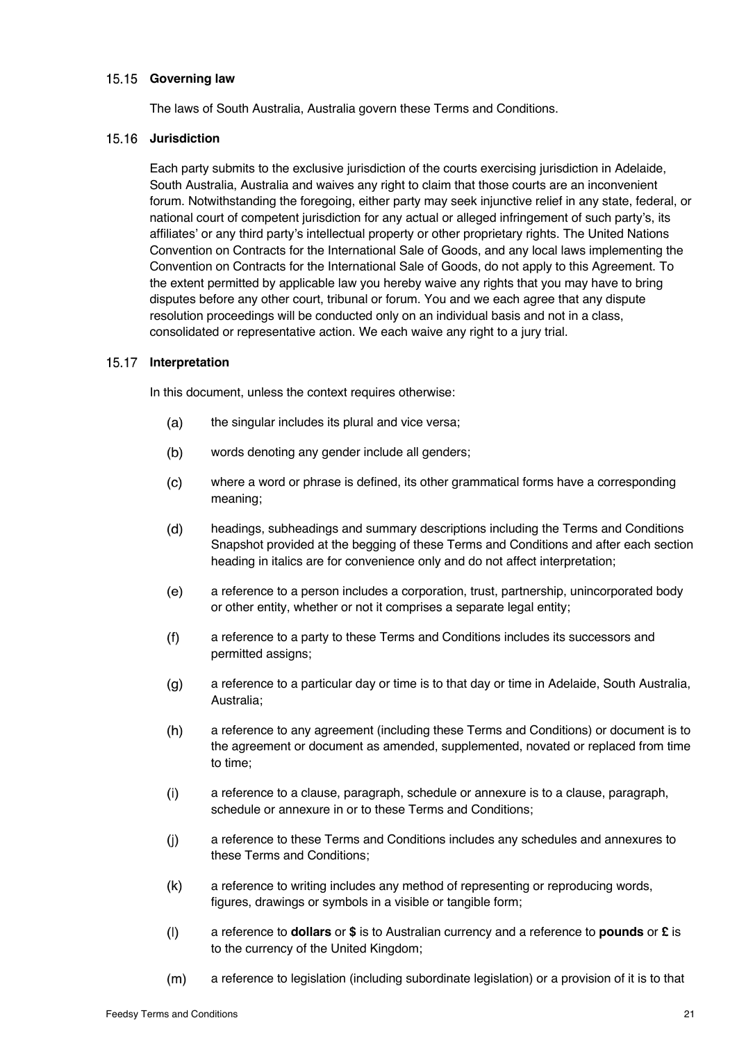### 15.15 Governing law

The laws of South Australia, Australia govern these Terms and Conditions.

### 15.16 Jurisdiction

Each party submits to the exclusive jurisdiction of the courts exercising jurisdiction in Adelaide, South Australia, Australia and waives any right to claim that those courts are an inconvenient forum. Notwithstanding the foregoing, either party may seek injunctive relief in any state, federal, or national court of competent jurisdiction for any actual or alleged infringement of such party's, its affiliates' or any third party's intellectual property or other proprietary rights. The United Nations Convention on Contracts for the International Sale of Goods, and any local laws implementing the Convention on Contracts for the International Sale of Goods, do not apply to this Agreement. To the extent permitted by applicable law you hereby waive any rights that you may have to bring disputes before any other court, tribunal or forum. You and we each agree that any dispute resolution proceedings will be conducted only on an individual basis and not in a class, consolidated or representative action. We each waive any right to a jury trial.

### 15.17 Interpretation

In this document, unless the context requires otherwise:

(a) the singular includes its plural and vice versa;

(b) words denoting any gender include all genders;

(c) where a word or phrase is defined, its other grammatical forms have a corresponding meaning;

(d) headings, subheadings and summary descriptions including the Terms and Conditions Snapshot provided at the begging of these Terms and Conditions and after each section heading in italics are for convenience only and do not affect interpretation;

(e) a reference to a person includes a corporation, trust, partnership, unincorporated body or other entity, whether or not it comprises a separate legal entity;

(f) a reference to a party to these Terms and Conditions includes its successors and permitted assigns;

(g) a reference to a particular day or time is to that day or time in Adelaide, South Australia, Australia;

(h) a reference to any agreement (including these Terms and Conditions) or document is to the agreement or document as amended, supplemented, novated or replaced from time to time;

(i) a reference to a clause, paragraph, schedule or annexure is to a clause, paragraph, schedule or annexure in or to these Terms and Conditions;

(j) a reference to these Terms and Conditions includes any schedules and annexures to these Terms and Conditions;

(k) a reference to writing includes any method of representing or reproducing words, figures, drawings or symbols in a visible or tangible form;

(l) a reference to **dollars** or **$** is to Australian currency and a reference to **pounds** or **£** is to the currency of the United Kingdom;

(m) a reference to legislation (including subordinate legislation) or a provision of it is to that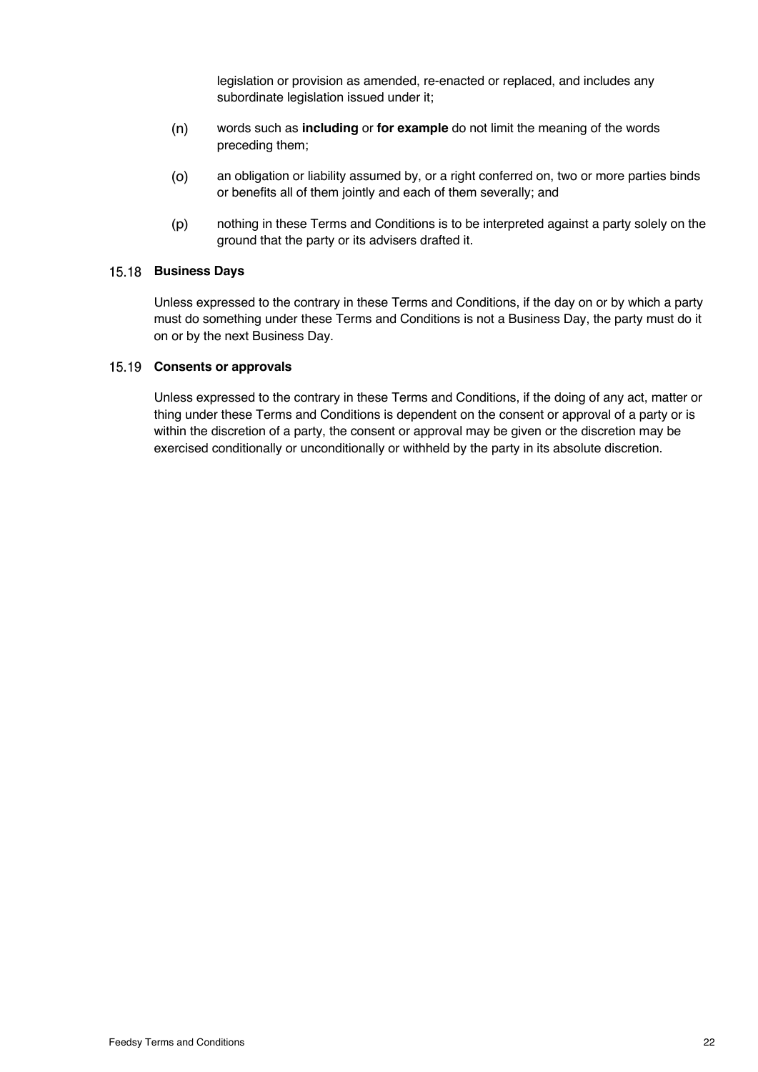legislation or provision as amended, re-enacted or replaced, and includes any subordinate legislation issued under it;

(n) words such as **including** or **for example** do not limit the meaning of the words preceding them;

(o) an obligation or liability assumed by, or a right conferred on, two or more parties binds or benefits all of them jointly and each of them severally; and

(p) nothing in these Terms and Conditions is to be interpreted against a party solely on the ground that the party or its advisers drafted it.

### 15.18 Business Days

Unless expressed to the contrary in these Terms and Conditions, if the day on or by which a party must do something under these Terms and Conditions is not a Business Day, the party must do it on or by the next Business Day.

### 15.19 Consents or approvals

Unless expressed to the contrary in these Terms and Conditions, if the doing of any act, matter or thing under these Terms and Conditions is dependent on the consent or approval of a party or is within the discretion of a party, the consent or approval may be given or the discretion may be exercised conditionally or unconditionally or withheld by the party in its absolute discretion.